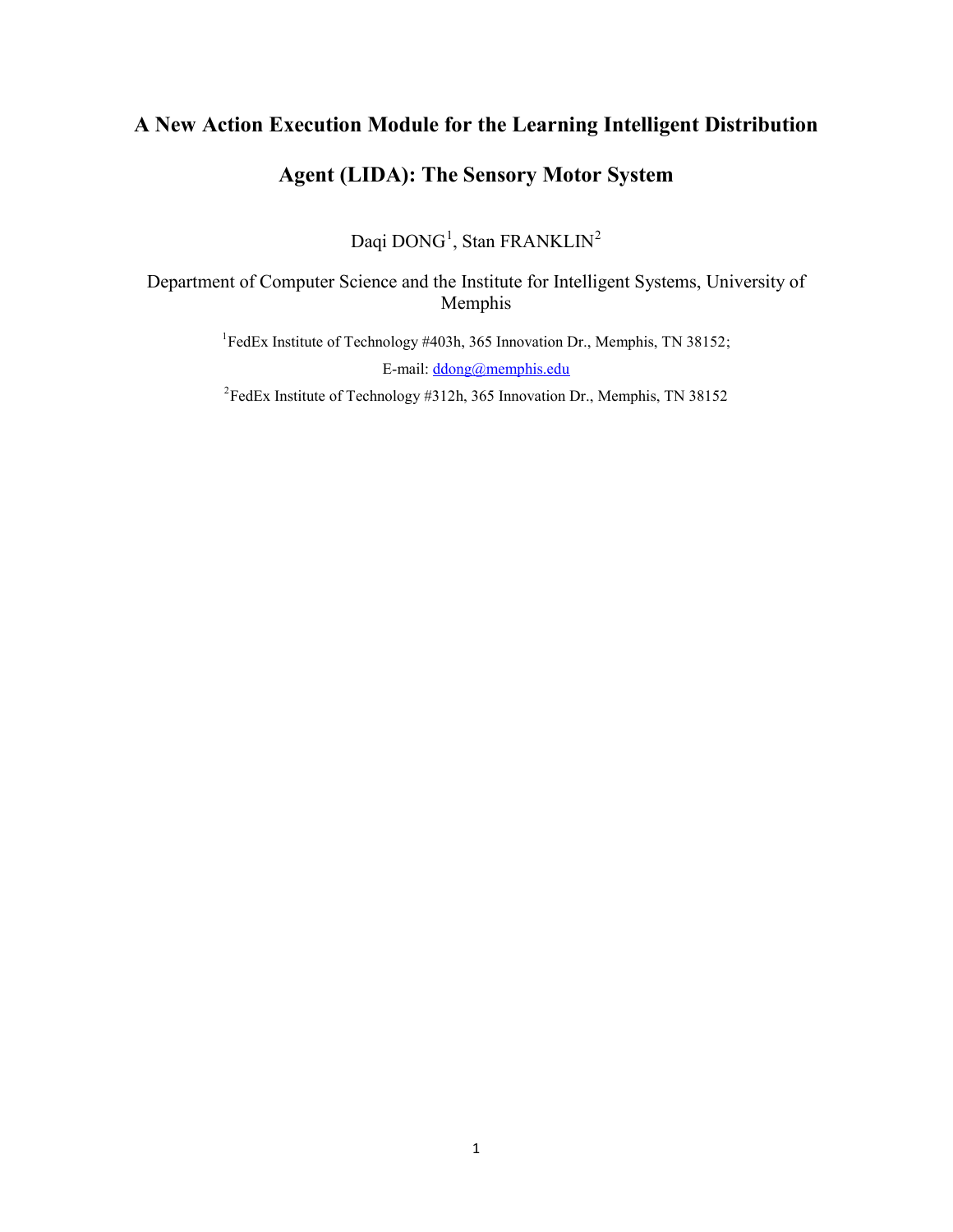# A New Action Execution Module for the Learning Intelligent Distribution Agent (LIDA): The Sensory Motor System

Daqi DONG[1], Stan FRANKLIN[2]

Department of Computer Science and the Institute for Intelligent Systems, University of Memphis

[1]FedEx Institute of Technology #403h, 365 Innovation Dr., Memphis, TN 38152;

E-mail: ddong@memphis.edu

[2]FedEx Institute of Technology #312h, 365 Innovation Dr., Memphis, TN 38152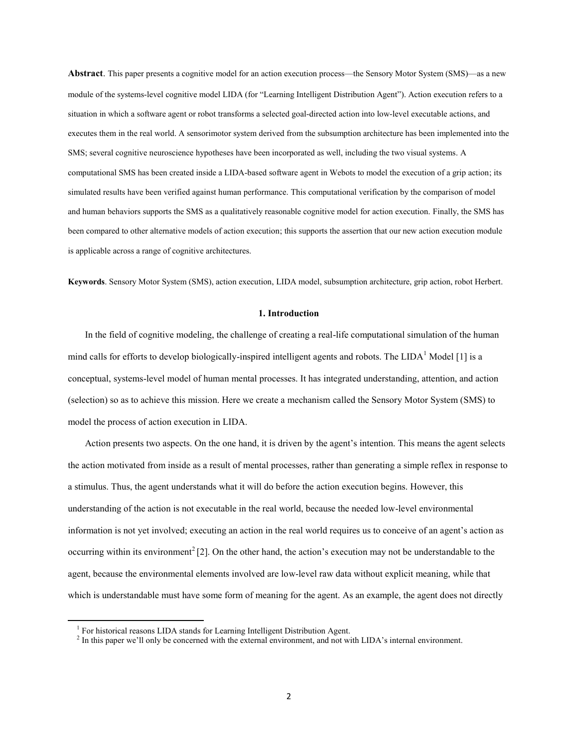**Abstract**. This paper presents a cognitive model for an action execution process—the Sensory Motor System (SMS)—as a new module of the systems-level cognitive model LIDA (for "Learning Intelligent Distribution Agent"). Action execution refers to a situation in which a software agent or robot transforms a selected goal-directed action into low-level executable actions, and executes them in the real world. A sensorimotor system derived from the subsumption architecture has been implemented into the SMS; several cognitive neuroscience hypotheses have been incorporated as well, including the two visual systems. A computational SMS has been created inside a LIDA-based software agent in Webots to model the execution of a grip action; its simulated results have been verified against human performance. This computational verification by the comparison of model and human behaviors supports the SMS as a qualitatively reasonable cognitive model for action execution. Finally, the SMS has been compared to other alternative models of action execution; this supports the assertion that our new action execution module is applicable across a range of cognitive architectures.

**Keywords**. Sensory Motor System (SMS), action execution, LIDA model, subsumption architecture, grip action, robot Herbert.

## 1. Introduction

In the field of cognitive modeling, the challenge of creating a real-life computational simulation of the human mind calls for efforts to develop biologically-inspired intelligent agents and robots. The LIDA[1] Model [1] is a conceptual, systems-level model of human mental processes. It has integrated understanding, attention, and action (selection) so as to achieve this mission. Here we create a mechanism called the Sensory Motor System (SMS) to model the process of action execution in LIDA.

Action presents two aspects. On the one hand, it is driven by the agent's intention. This means the agent selects the action motivated from inside as a result of mental processes, rather than generating a simple reflex in response to a stimulus. Thus, the agent understands what it will do before the action execution begins. However, this understanding of the action is not executable in the real world, because the needed low-level environmental information is not yet involved; executing an action in the real world requires us to conceive of an agent's action as occurring within its environment[2] [2]. On the other hand, the action's execution may not be understandable to the agent, because the environmental elements involved are low-level raw data without explicit meaning, while that which is understandable must have some form of meaning for the agent. As an example, the agent does not directly

[1] For historical reasons LIDA stands for Learning Intelligent Distribution Agent.

[2] In this paper we'll only be concerned with the external environment, and not with LIDA's internal environment.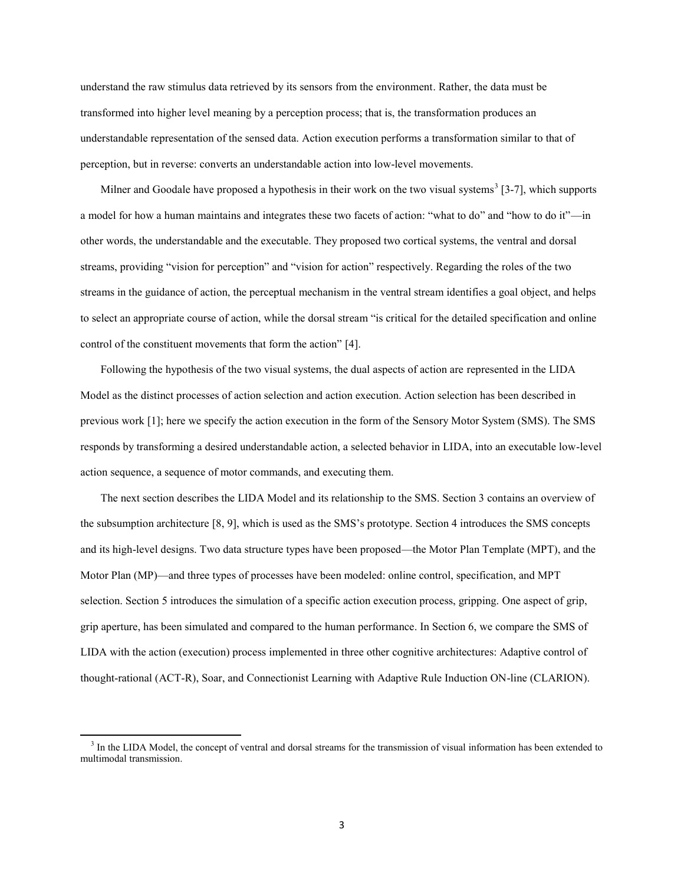understand the raw stimulus data retrieved by its sensors from the environment. Rather, the data must be transformed into higher level meaning by a perception process; that is, the transformation produces an understandable representation of the sensed data. Action execution performs a transformation similar to that of perception, but in reverse: converts an understandable action into low-level movements.

Milner and Goodale have proposed a hypothesis in their work on the two visual systems[3] [3-7], which supports a model for how a human maintains and integrates these two facets of action: "what to do" and "how to do it"—in other words, the understandable and the executable. They proposed two cortical systems, the ventral and dorsal streams, providing "vision for perception" and "vision for action" respectively. Regarding the roles of the two streams in the guidance of action, the perceptual mechanism in the ventral stream identifies a goal object, and helps to select an appropriate course of action, while the dorsal stream "is critical for the detailed specification and online control of the constituent movements that form the action" [4].

Following the hypothesis of the two visual systems, the dual aspects of action are represented in the LIDA Model as the distinct processes of action selection and action execution. Action selection has been described in previous work [1]; here we specify the action execution in the form of the Sensory Motor System (SMS). The SMS responds by transforming a desired understandable action, a selected behavior in LIDA, into an executable low-level action sequence, a sequence of motor commands, and executing them.

The next section describes the LIDA Model and its relationship to the SMS. Section 3 contains an overview of the subsumption architecture [8, 9], which is used as the SMS's prototype. Section 4 introduces the SMS concepts and its high-level designs. Two data structure types have been proposed—the Motor Plan Template (MPT), and the Motor Plan (MP)—and three types of processes have been modeled: online control, specification, and MPT selection. Section 5 introduces the simulation of a specific action execution process, gripping. One aspect of grip, grip aperture, has been simulated and compared to the human performance. In Section 6, we compare the SMS of LIDA with the action (execution) process implemented in three other cognitive architectures: Adaptive control of thought-rational (ACT-R), Soar, and Connectionist Learning with Adaptive Rule Induction ON-line (CLARION).

---

[3] In the LIDA Model, the concept of ventral and dorsal streams for the transmission of visual information has been extended to multimodal transmission.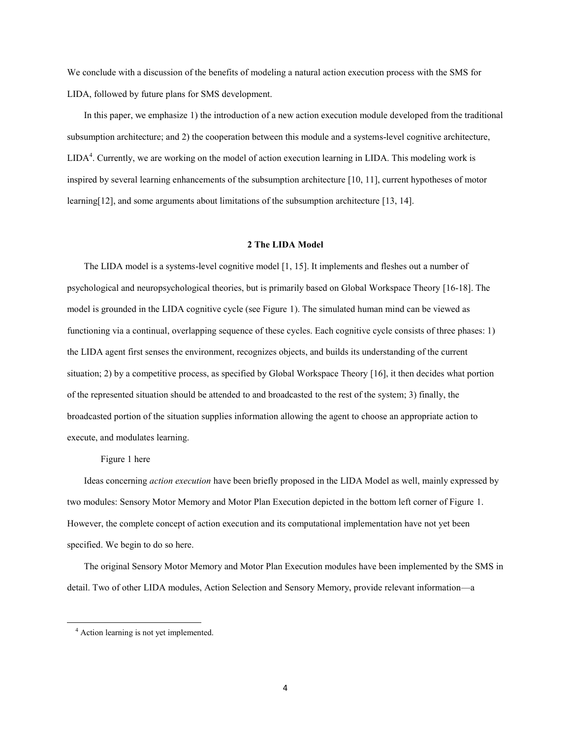We conclude with a discussion of the benefits of modeling a natural action execution process with the SMS for LIDA, followed by future plans for SMS development.

In this paper, we emphasize 1) the introduction of a new action execution module developed from the traditional subsumption architecture; and 2) the cooperation between this module and a systems-level cognitive architecture, LIDA[4]. Currently, we are working on the model of action execution learning in LIDA. This modeling work is inspired by several learning enhancements of the subsumption architecture [10, 11], current hypotheses of motor learning[12], and some arguments about limitations of the subsumption architecture [13, 14].

## 2 The LIDA Model

The LIDA model is a systems-level cognitive model [1, 15]. It implements and fleshes out a number of psychological and neuropsychological theories, but is primarily based on Global Workspace Theory [16-18]. The model is grounded in the LIDA cognitive cycle (see Figure 1). The simulated human mind can be viewed as functioning via a continual, overlapping sequence of these cycles. Each cognitive cycle consists of three phases: 1) the LIDA agent first senses the environment, recognizes objects, and builds its understanding of the current situation; 2) by a competitive process, as specified by Global Workspace Theory [16], it then decides what portion of the represented situation should be attended to and broadcasted to the rest of the system; 3) finally, the broadcasted portion of the situation supplies information allowing the agent to choose an appropriate action to execute, and modulates learning.

Figure 1 here

Ideas concerning *action execution* have been briefly proposed in the LIDA Model as well, mainly expressed by two modules: Sensory Motor Memory and Motor Plan Execution depicted in the bottom left corner of Figure 1. However, the complete concept of action execution and its computational implementation have not yet been specified. We begin to do so here.

The original Sensory Motor Memory and Motor Plan Execution modules have been implemented by the SMS in detail. Two of other LIDA modules, Action Selection and Sensory Memory, provide relevant information—a

[4] Action learning is not yet implemented.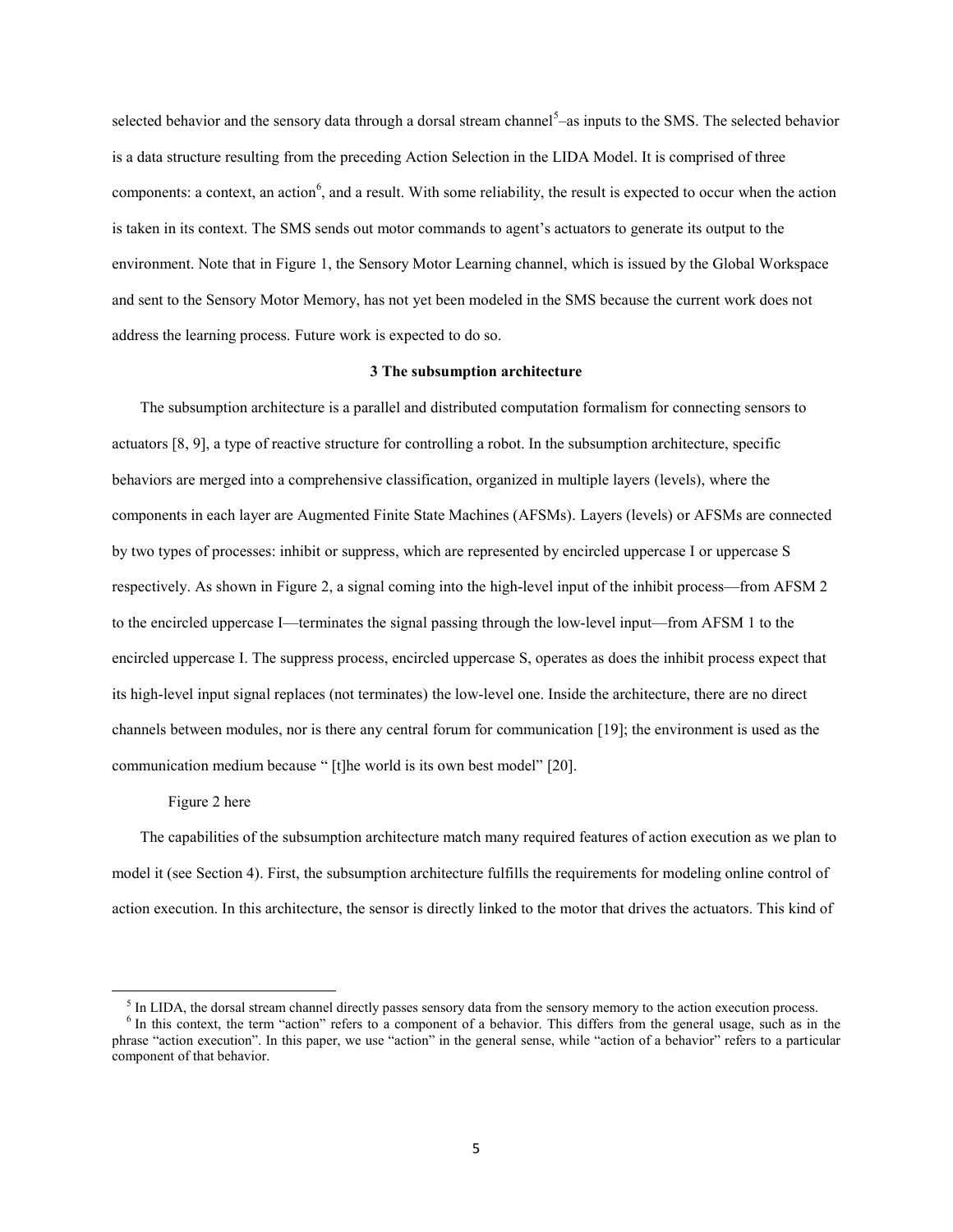selected behavior and the sensory data through a dorsal stream channel[5]–as inputs to the SMS. The selected behavior is a data structure resulting from the preceding Action Selection in the LIDA Model. It is comprised of three components: a context, an action[6], and a result. With some reliability, the result is expected to occur when the action is taken in its context. The SMS sends out motor commands to agent's actuators to generate its output to the environment. Note that in Figure 1, the Sensory Motor Learning channel, which is issued by the Global Workspace and sent to the Sensory Motor Memory, has not yet been modeled in the SMS because the current work does not address the learning process. Future work is expected to do so.

## 3 The subsumption architecture

The subsumption architecture is a parallel and distributed computation formalism for connecting sensors to actuators [8, 9], a type of reactive structure for controlling a robot. In the subsumption architecture, specific behaviors are merged into a comprehensive classification, organized in multiple layers (levels), where the components in each layer are Augmented Finite State Machines (AFSMs). Layers (levels) or AFSMs are connected by two types of processes: inhibit or suppress, which are represented by encircled uppercase I or uppercase S respectively. As shown in Figure 2, a signal coming into the high-level input of the inhibit process—from AFSM 2 to the encircled uppercase I—terminates the signal passing through the low-level input—from AFSM 1 to the encircled uppercase I. The suppress process, encircled uppercase S, operates as does the inhibit process expect that its high-level input signal replaces (not terminates) the low-level one. Inside the architecture, there are no direct channels between modules, nor is there any central forum for communication [19]; the environment is used as the communication medium because " [t]he world is its own best model" [20].

Figure 2 here

The capabilities of the subsumption architecture match many required features of action execution as we plan to model it (see Section 4). First, the subsumption architecture fulfills the requirements for modeling online control of action execution. In this architecture, the sensor is directly linked to the motor that drives the actuators. This kind of

---

[5] In LIDA, the dorsal stream channel directly passes sensory data from the sensory memory to the action execution process.

[6] In this context, the term "action" refers to a component of a behavior. This differs from the general usage, such as in the phrase "action execution". In this paper, we use "action" in the general sense, while "action of a behavior" refers to a particular component of that behavior.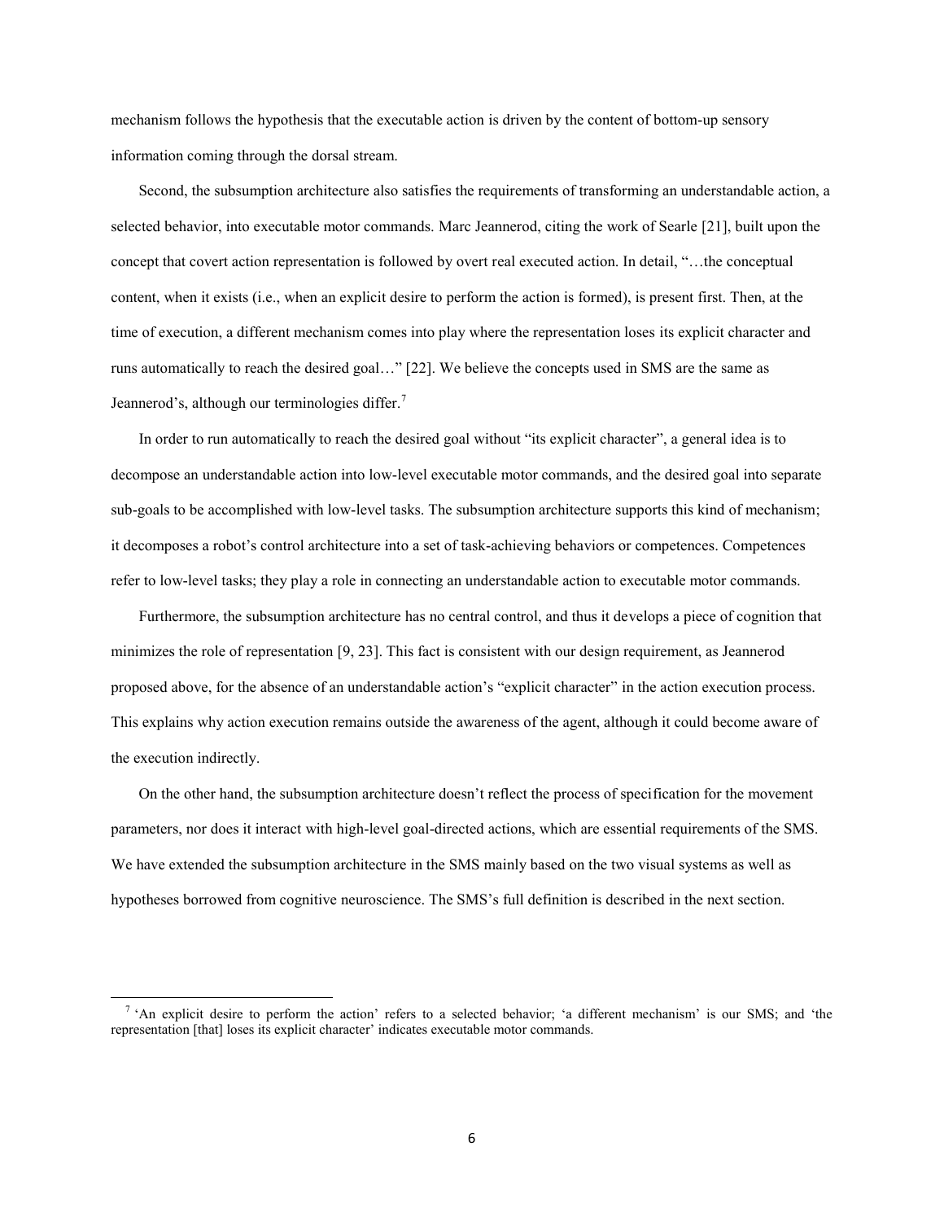mechanism follows the hypothesis that the executable action is driven by the content of bottom-up sensory information coming through the dorsal stream.

Second, the subsumption architecture also satisfies the requirements of transforming an understandable action, a selected behavior, into executable motor commands. Marc Jeannerod, citing the work of Searle [21], built upon the concept that covert action representation is followed by overt real executed action. In detail, "…the conceptual content, when it exists (i.e., when an explicit desire to perform the action is formed), is present first. Then, at the time of execution, a different mechanism comes into play where the representation loses its explicit character and runs automatically to reach the desired goal…" [22]. We believe the concepts used in SMS are the same as Jeannerod's, although our terminologies differ.[7]

In order to run automatically to reach the desired goal without "its explicit character", a general idea is to decompose an understandable action into low-level executable motor commands, and the desired goal into separate sub-goals to be accomplished with low-level tasks. The subsumption architecture supports this kind of mechanism; it decomposes a robot's control architecture into a set of task-achieving behaviors or competences. Competences refer to low-level tasks; they play a role in connecting an understandable action to executable motor commands.

Furthermore, the subsumption architecture has no central control, and thus it develops a piece of cognition that minimizes the role of representation [9, 23]. This fact is consistent with our design requirement, as Jeannerod proposed above, for the absence of an understandable action's "explicit character" in the action execution process. This explains why action execution remains outside the awareness of the agent, although it could become aware of the execution indirectly.

On the other hand, the subsumption architecture doesn't reflect the process of specification for the movement parameters, nor does it interact with high-level goal-directed actions, which are essential requirements of the SMS. We have extended the subsumption architecture in the SMS mainly based on the two visual systems as well as hypotheses borrowed from cognitive neuroscience. The SMS's full definition is described in the next section.

[7] 'An explicit desire to perform the action' refers to a selected behavior; 'a different mechanism' is our SMS; and 'the representation [that] loses its explicit character' indicates executable motor commands.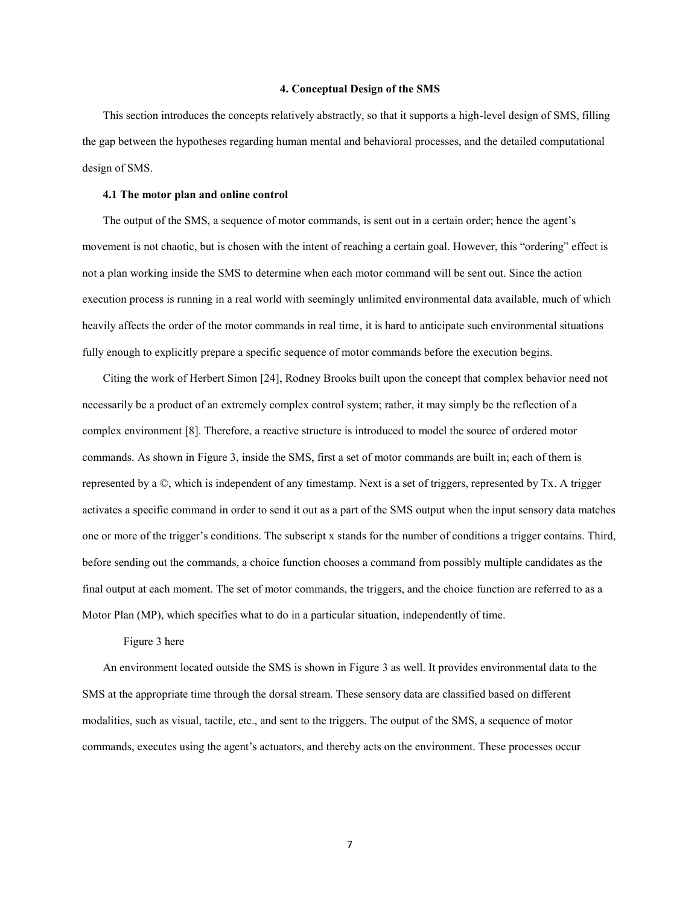## 4. Conceptual Design of the SMS

This section introduces the concepts relatively abstractly, so that it supports a high-level design of SMS, filling the gap between the hypotheses regarding human mental and behavioral processes, and the detailed computational design of SMS.

### 4.1 The motor plan and online control

The output of the SMS, a sequence of motor commands, is sent out in a certain order; hence the agent's movement is not chaotic, but is chosen with the intent of reaching a certain goal. However, this "ordering" effect is not a plan working inside the SMS to determine when each motor command will be sent out. Since the action execution process is running in a real world with seemingly unlimited environmental data available, much of which heavily affects the order of the motor commands in real time, it is hard to anticipate such environmental situations fully enough to explicitly prepare a specific sequence of motor commands before the execution begins.

Citing the work of Herbert Simon [24], Rodney Brooks built upon the concept that complex behavior need not necessarily be a product of an extremely complex control system; rather, it may simply be the reflection of a complex environment [8]. Therefore, a reactive structure is introduced to model the source of ordered motor commands. As shown in Figure 3, inside the SMS, first a set of motor commands are built in; each of them is represented by a ©, which is independent of any timestamp. Next is a set of triggers, represented by Tx. A trigger activates a specific command in order to send it out as a part of the SMS output when the input sensory data matches one or more of the trigger's conditions. The subscript x stands for the number of conditions a trigger contains. Third, before sending out the commands, a choice function chooses a command from possibly multiple candidates as the final output at each moment. The set of motor commands, the triggers, and the choice function are referred to as a Motor Plan (MP), which specifies what to do in a particular situation, independently of time.

Figure 3 here

An environment located outside the SMS is shown in Figure 3 as well. It provides environmental data to the SMS at the appropriate time through the dorsal stream. These sensory data are classified based on different modalities, such as visual, tactile, etc., and sent to the triggers. The output of the SMS, a sequence of motor commands, executes using the agent's actuators, and thereby acts on the environment. These processes occur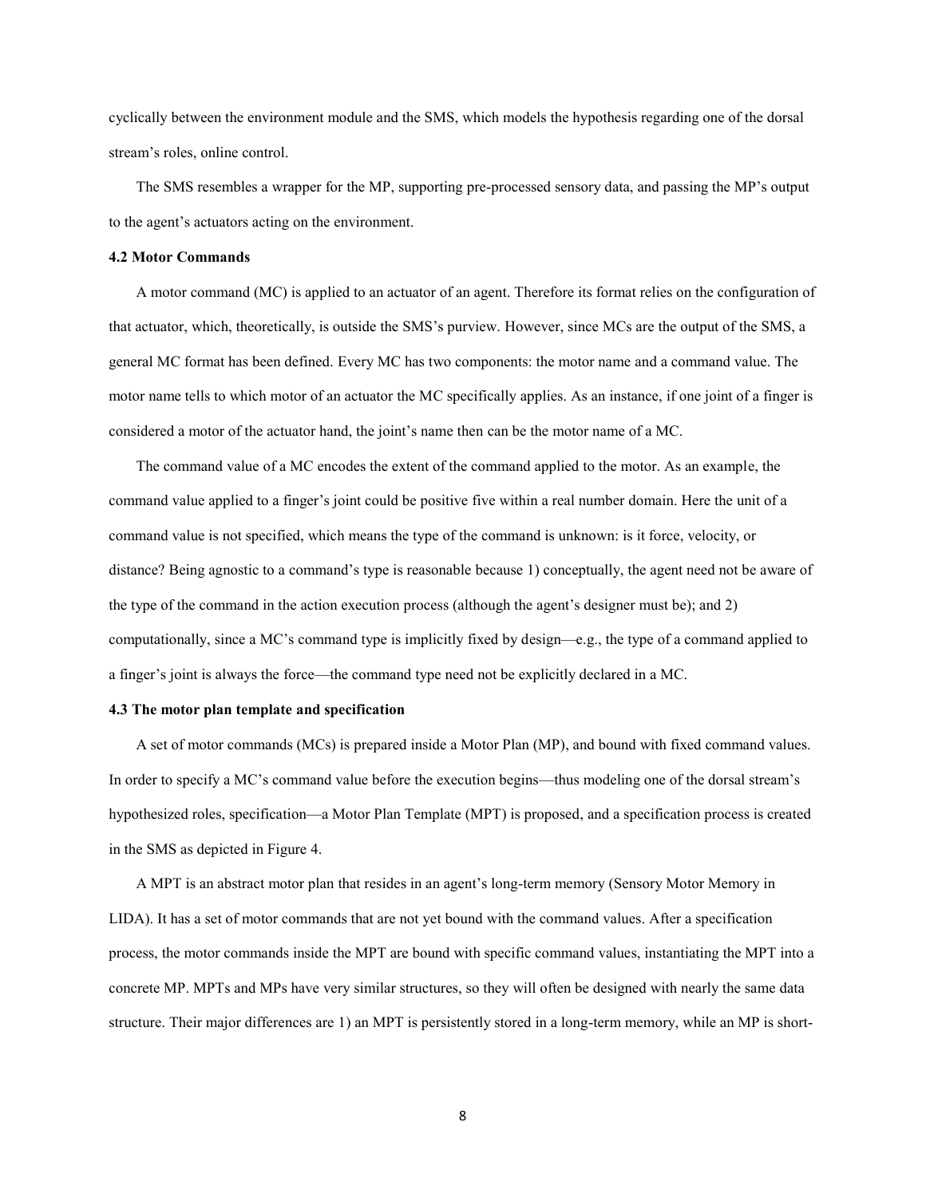cyclically between the environment module and the SMS, which models the hypothesis regarding one of the dorsal stream's roles, online control.

The SMS resembles a wrapper for the MP, supporting pre-processed sensory data, and passing the MP's output to the agent's actuators acting on the environment.

#### 4.2 Motor Commands

A motor command (MC) is applied to an actuator of an agent. Therefore its format relies on the configuration of that actuator, which, theoretically, is outside the SMS's purview. However, since MCs are the output of the SMS, a general MC format has been defined. Every MC has two components: the motor name and a command value. The motor name tells to which motor of an actuator the MC specifically applies. As an instance, if one joint of a finger is considered a motor of the actuator hand, the joint's name then can be the motor name of a MC.

The command value of a MC encodes the extent of the command applied to the motor. As an example, the command value applied to a finger's joint could be positive five within a real number domain. Here the unit of a command value is not specified, which means the type of the command is unknown: is it force, velocity, or distance? Being agnostic to a command's type is reasonable because 1) conceptually, the agent need not be aware of the type of the command in the action execution process (although the agent's designer must be); and 2) computationally, since a MC's command type is implicitly fixed by design—e.g., the type of a command applied to a finger's joint is always the force—the command type need not be explicitly declared in a MC.

#### 4.3 The motor plan template and specification

A set of motor commands (MCs) is prepared inside a Motor Plan (MP), and bound with fixed command values. In order to specify a MC's command value before the execution begins—thus modeling one of the dorsal stream's hypothesized roles, specification—a Motor Plan Template (MPT) is proposed, and a specification process is created in the SMS as depicted in Figure 4.

A MPT is an abstract motor plan that resides in an agent's long-term memory (Sensory Motor Memory in LIDA). It has a set of motor commands that are not yet bound with the command values. After a specification process, the motor commands inside the MPT are bound with specific command values, instantiating the MPT into a concrete MP. MPTs and MPs have very similar structures, so they will often be designed with nearly the same data structure. Their major differences are 1) an MPT is persistently stored in a long-term memory, while an MP is short-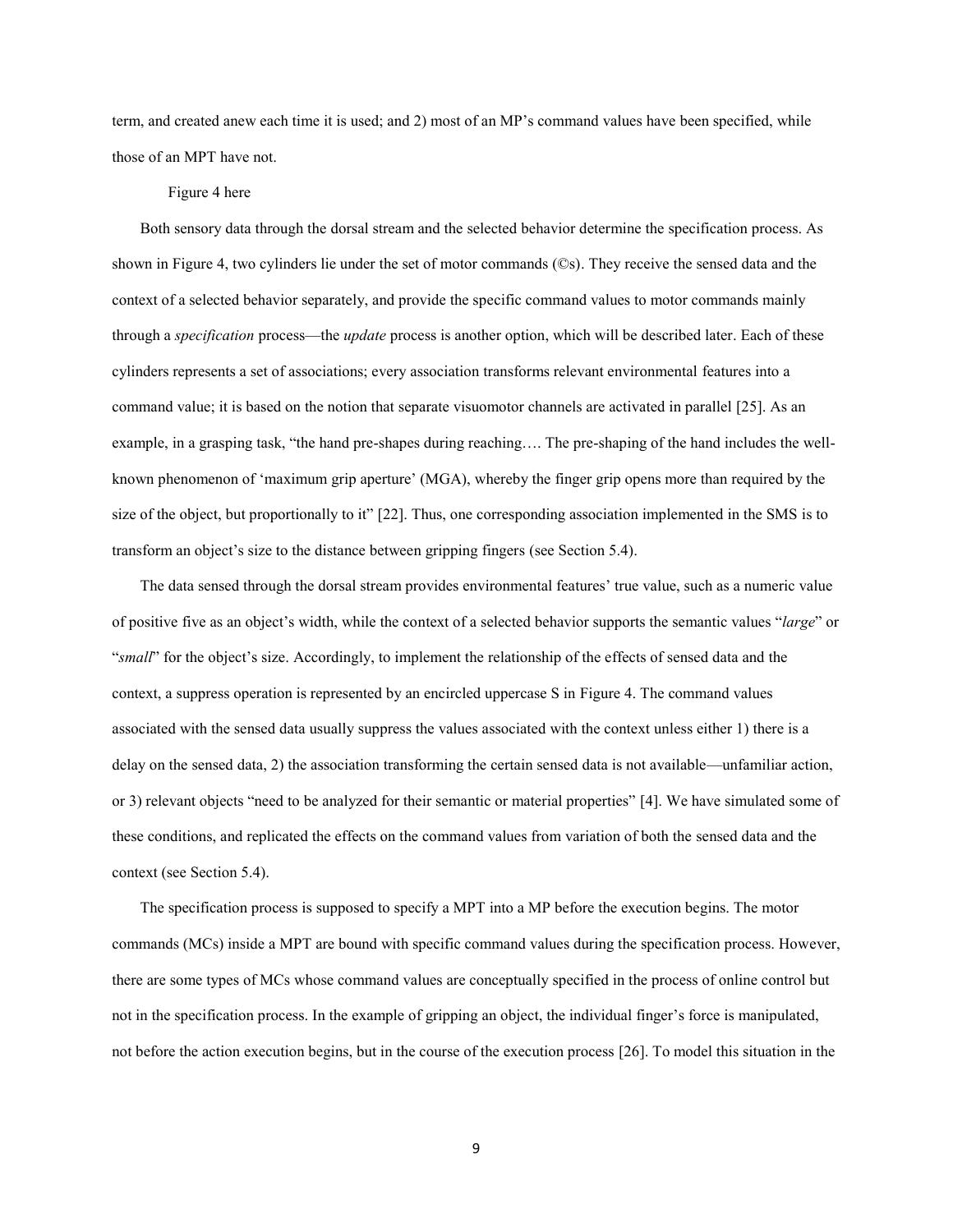term, and created anew each time it is used; and 2) most of an MP's command values have been specified, while those of an MPT have not.

Figure 4 here

Both sensory data through the dorsal stream and the selected behavior determine the specification process. As shown in Figure 4, two cylinders lie under the set of motor commands (©s). They receive the sensed data and the context of a selected behavior separately, and provide the specific command values to motor commands mainly through a *specification* process—the *update* process is another option, which will be described later. Each of these cylinders represents a set of associations; every association transforms relevant environmental features into a command value; it is based on the notion that separate visuomotor channels are activated in parallel [25]. As an example, in a grasping task, "the hand pre-shapes during reaching…. The pre-shaping of the hand includes the well-known phenomenon of 'maximum grip aperture' (MGA), whereby the finger grip opens more than required by the size of the object, but proportionally to it" [22]. Thus, one corresponding association implemented in the SMS is to transform an object's size to the distance between gripping fingers (see Section 5.4).

The data sensed through the dorsal stream provides environmental features' true value, such as a numeric value of positive five as an object's width, while the context of a selected behavior supports the semantic values "*large*" or "*small*" for the object's size. Accordingly, to implement the relationship of the effects of sensed data and the context, a suppress operation is represented by an encircled uppercase S in Figure 4. The command values associated with the sensed data usually suppress the values associated with the context unless either 1) there is a delay on the sensed data, 2) the association transforming the certain sensed data is not available—unfamiliar action, or 3) relevant objects "need to be analyzed for their semantic or material properties" [4]. We have simulated some of these conditions, and replicated the effects on the command values from variation of both the sensed data and the context (see Section 5.4).

The specification process is supposed to specify a MPT into a MP before the execution begins. The motor commands (MCs) inside a MPT are bound with specific command values during the specification process. However, there are some types of MCs whose command values are conceptually specified in the process of online control but not in the specification process. In the example of gripping an object, the individual finger's force is manipulated, not before the action execution begins, but in the course of the execution process [26]. To model this situation in the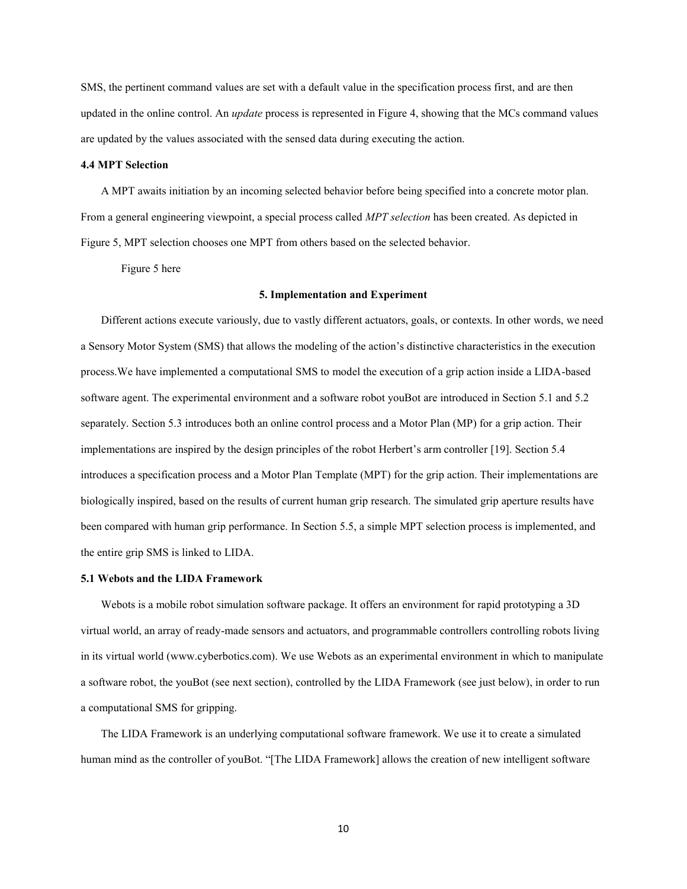SMS, the pertinent command values are set with a default value in the specification process first, and are then updated in the online control. An *update* process is represented in Figure 4, showing that the MCs command values are updated by the values associated with the sensed data during executing the action.

### 4.4 MPT Selection

A MPT awaits initiation by an incoming selected behavior before being specified into a concrete motor plan. From a general engineering viewpoint, a special process called *MPT selection* has been created. As depicted in Figure 5, MPT selection chooses one MPT from others based on the selected behavior.

Figure 5 here

## 5. Implementation and Experiment

Different actions execute variously, due to vastly different actuators, goals, or contexts. In other words, we need a Sensory Motor System (SMS) that allows the modeling of the action's distinctive characteristics in the execution process.We have implemented a computational SMS to model the execution of a grip action inside a LIDA-based software agent. The experimental environment and a software robot youBot are introduced in Section 5.1 and 5.2 separately. Section 5.3 introduces both an online control process and a Motor Plan (MP) for a grip action. Their implementations are inspired by the design principles of the robot Herbert's arm controller [19]. Section 5.4 introduces a specification process and a Motor Plan Template (MPT) for the grip action. Their implementations are biologically inspired, based on the results of current human grip research. The simulated grip aperture results have been compared with human grip performance. In Section 5.5, a simple MPT selection process is implemented, and the entire grip SMS is linked to LIDA.

### 5.1 Webots and the LIDA Framework

Webots is a mobile robot simulation software package. It offers an environment for rapid prototyping a 3D virtual world, an array of ready-made sensors and actuators, and programmable controllers controlling robots living in its virtual world (www.cyberbotics.com). We use Webots as an experimental environment in which to manipulate a software robot, the youBot (see next section), controlled by the LIDA Framework (see just below), in order to run a computational SMS for gripping.

The LIDA Framework is an underlying computational software framework. We use it to create a simulated human mind as the controller of youBot. "[The LIDA Framework] allows the creation of new intelligent software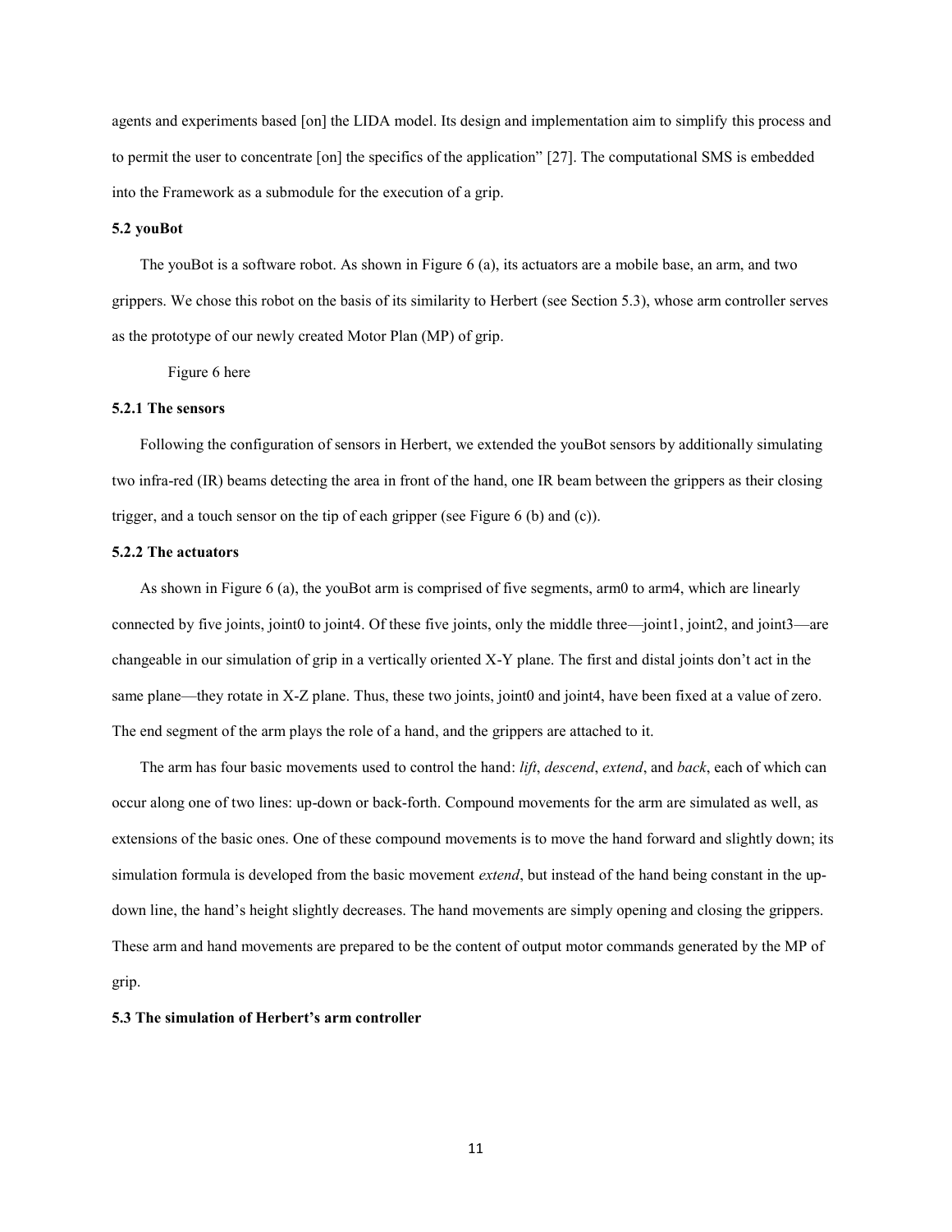agents and experiments based [on] the LIDA model. Its design and implementation aim to simplify this process and to permit the user to concentrate [on] the specifics of the application" [27]. The computational SMS is embedded into the Framework as a submodule for the execution of a grip.

### 5.2 youBot

The youBot is a software robot. As shown in Figure 6 (a), its actuators are a mobile base, an arm, and two grippers. We chose this robot on the basis of its similarity to Herbert (see Section 5.3), whose arm controller serves as the prototype of our newly created Motor Plan (MP) of grip.

Figure 6 here

#### 5.2.1 The sensors

Following the configuration of sensors in Herbert, we extended the youBot sensors by additionally simulating two infra-red (IR) beams detecting the area in front of the hand, one IR beam between the grippers as their closing trigger, and a touch sensor on the tip of each gripper (see Figure 6 (b) and (c)).

#### 5.2.2 The actuators

As shown in Figure 6 (a), the youBot arm is comprised of five segments, arm0 to arm4, which are linearly connected by five joints, joint0 to joint4. Of these five joints, only the middle three—joint1, joint2, and joint3—are changeable in our simulation of grip in a vertically oriented X-Y plane. The first and distal joints don't act in the same plane—they rotate in X-Z plane. Thus, these two joints, joint0 and joint4, have been fixed at a value of zero. The end segment of the arm plays the role of a hand, and the grippers are attached to it.

The arm has four basic movements used to control the hand: *lift*, *descend*, *extend*, and *back*, each of which can occur along one of two lines: up-down or back-forth. Compound movements for the arm are simulated as well, as extensions of the basic ones. One of these compound movements is to move the hand forward and slightly down; its simulation formula is developed from the basic movement *extend*, but instead of the hand being constant in the up-down line, the hand's height slightly decreases. The hand movements are simply opening and closing the grippers. These arm and hand movements are prepared to be the content of output motor commands generated by the MP of grip.

### 5.3 The simulation of Herbert's arm controller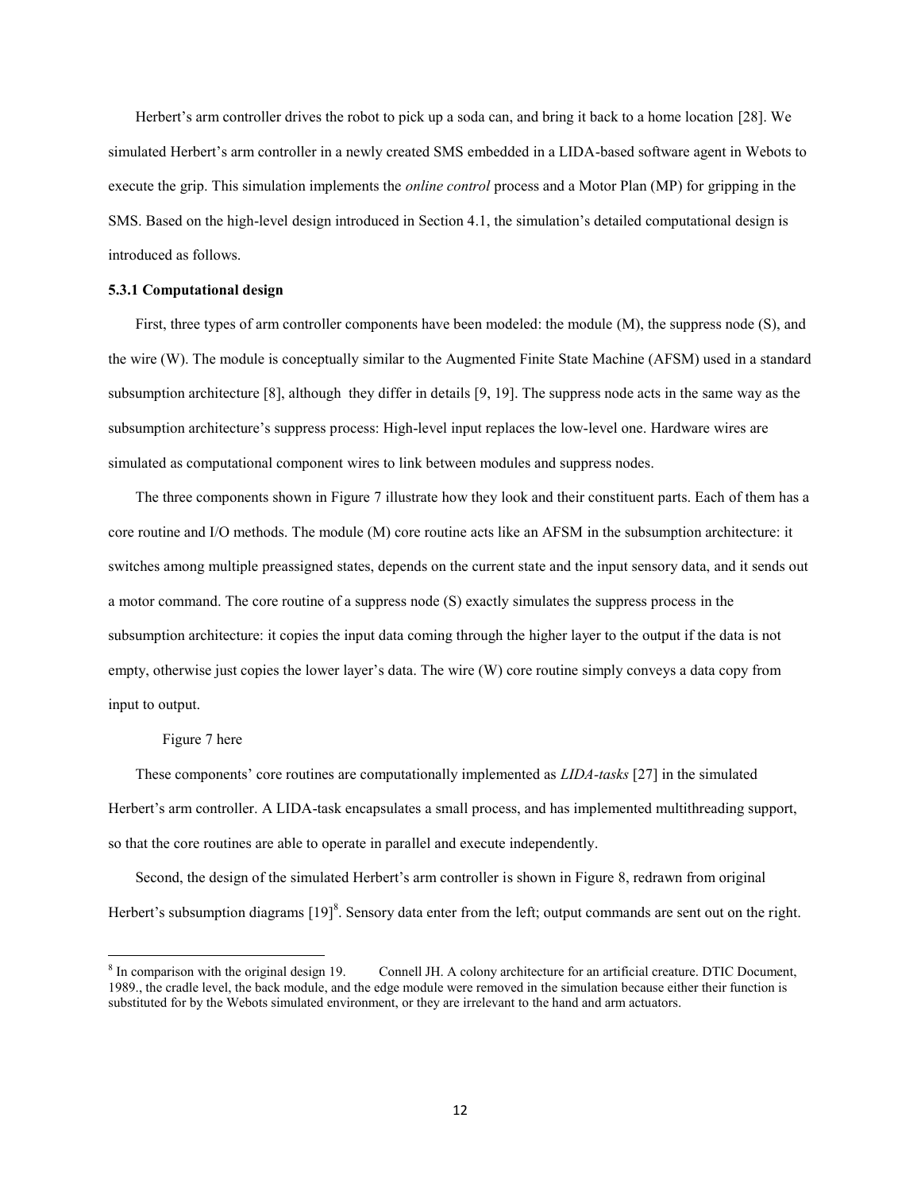Herbert's arm controller drives the robot to pick up a soda can, and bring it back to a home location [28]. We simulated Herbert's arm controller in a newly created SMS embedded in a LIDA-based software agent in Webots to execute the grip. This simulation implements the *online control* process and a Motor Plan (MP) for gripping in the SMS. Based on the high-level design introduced in Section 4.1, the simulation's detailed computational design is introduced as follows.

**5.3.1 Computational design**

First, three types of arm controller components have been modeled: the module (M), the suppress node (S), and the wire (W). The module is conceptually similar to the Augmented Finite State Machine (AFSM) used in a standard subsumption architecture [8], although they differ in details [9, 19]. The suppress node acts in the same way as the subsumption architecture's suppress process: High-level input replaces the low-level one. Hardware wires are simulated as computational component wires to link between modules and suppress nodes.

The three components shown in Figure 7 illustrate how they look and their constituent parts. Each of them has a core routine and I/O methods. The module (M) core routine acts like an AFSM in the subsumption architecture: it switches among multiple preassigned states, depends on the current state and the input sensory data, and it sends out a motor command. The core routine of a suppress node (S) exactly simulates the suppress process in the subsumption architecture: it copies the input data coming through the higher layer to the output if the data is not empty, otherwise just copies the lower layer's data. The wire (W) core routine simply conveys a data copy from input to output.

Figure 7 here

These components' core routines are computationally implemented as *LIDA-tasks* [27] in the simulated Herbert's arm controller. A LIDA-task encapsulates a small process, and has implemented multithreading support, so that the core routines are able to operate in parallel and execute independently.

Second, the design of the simulated Herbert's arm controller is shown in Figure 8, redrawn from original Herbert's subsumption diagrams [19][8]. Sensory data enter from the left; output commands are sent out on the right.

[8] In comparison with the original design 19. Connell JH. A colony architecture for an artificial creature. DTIC Document, 1989., the cradle level, the back module, and the edge module were removed in the simulation because either their function is substituted for by the Webots simulated environment, or they are irrelevant to the hand and arm actuators.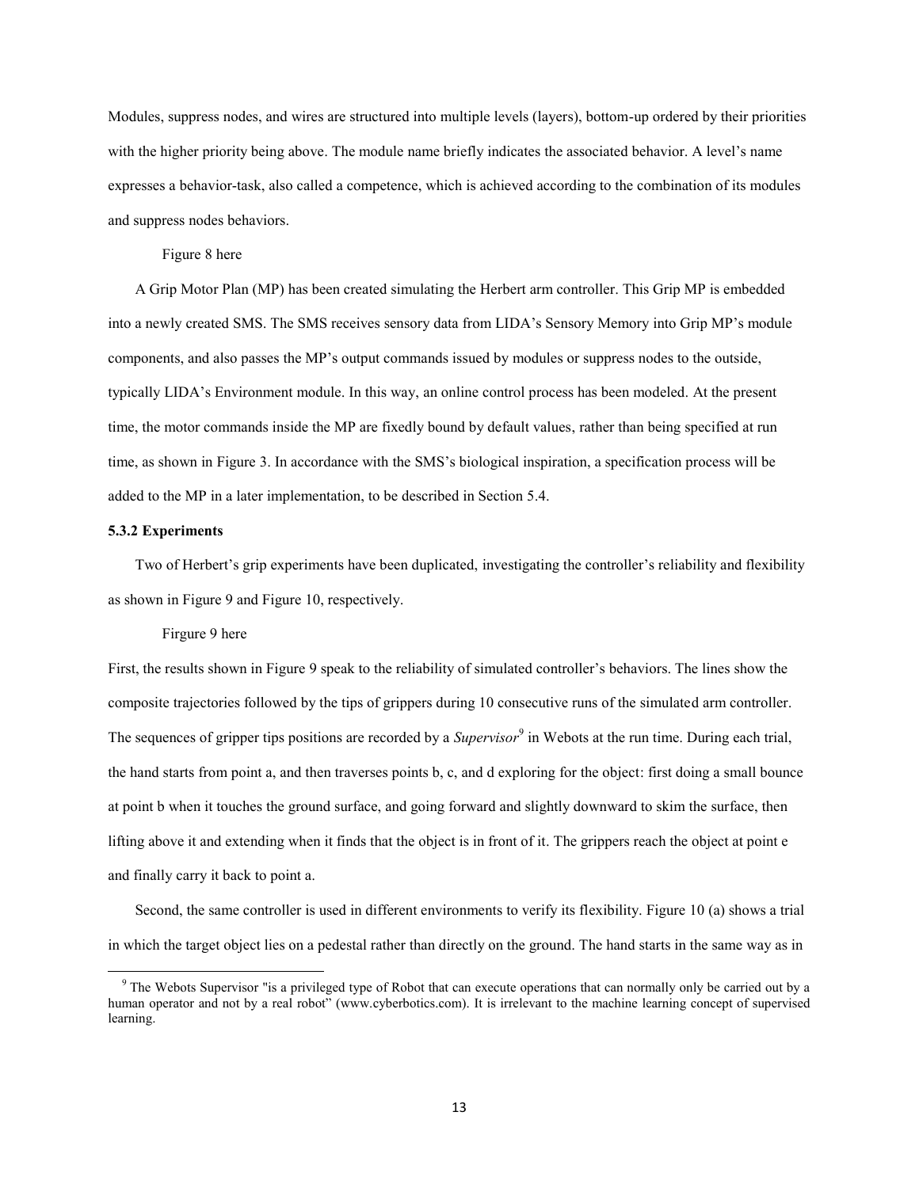Modules, suppress nodes, and wires are structured into multiple levels (layers), bottom-up ordered by their priorities with the higher priority being above. The module name briefly indicates the associated behavior. A level's name expresses a behavior-task, also called a competence, which is achieved according to the combination of its modules and suppress nodes behaviors.

Figure 8 here

A Grip Motor Plan (MP) has been created simulating the Herbert arm controller. This Grip MP is embedded into a newly created SMS. The SMS receives sensory data from LIDA's Sensory Memory into Grip MP's module components, and also passes the MP's output commands issued by modules or suppress nodes to the outside, typically LIDA's Environment module. In this way, an online control process has been modeled. At the present time, the motor commands inside the MP are fixedly bound by default values, rather than being specified at run time, as shown in Figure 3. In accordance with the SMS's biological inspiration, a specification process will be added to the MP in a later implementation, to be described in Section 5.4.

### 5.3.2 Experiments

Two of Herbert's grip experiments have been duplicated, investigating the controller's reliability and flexibility as shown in Figure 9 and Figure 10, respectively.

Firgure 9 here

First, the results shown in Figure 9 speak to the reliability of simulated controller's behaviors. The lines show the composite trajectories followed by the tips of grippers during 10 consecutive runs of the simulated arm controller. The sequences of gripper tips positions are recorded by a *Supervisor*[9] in Webots at the run time. During each trial, the hand starts from point a, and then traverses points b, c, and d exploring for the object: first doing a small bounce at point b when it touches the ground surface, and going forward and slightly downward to skim the surface, then lifting above it and extending when it finds that the object is in front of it. The grippers reach the object at point e and finally carry it back to point a.

Second, the same controller is used in different environments to verify its flexibility. Figure 10 (a) shows a trial in which the target object lies on a pedestal rather than directly on the ground. The hand starts in the same way as in

[9] The Webots Supervisor "is a privileged type of Robot that can execute operations that can normally only be carried out by a human operator and not by a real robot" (www.cyberbotics.com). It is irrelevant to the machine learning concept of supervised learning.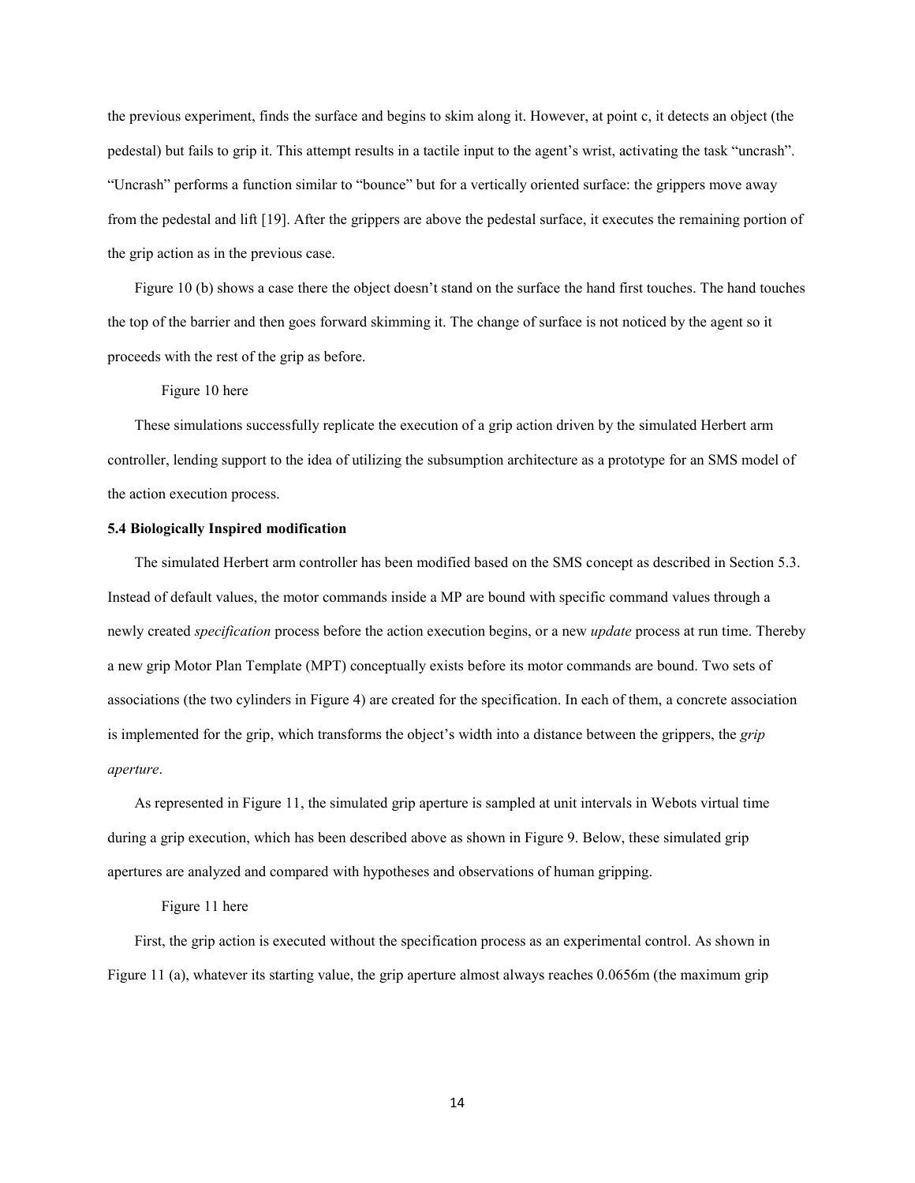the previous experiment, finds the surface and begins to skim along it. However, at point c, it detects an object (the pedestal) but fails to grip it. This attempt results in a tactile input to the agent's wrist, activating the task "uncrash". "Uncrash" performs a function similar to "bounce" but for a vertically oriented surface: the grippers move away from the pedestal and lift [19]. After the grippers are above the pedestal surface, it executes the remaining portion of the grip action as in the previous case.

Figure 10 (b) shows a case there the object doesn't stand on the surface the hand first touches. The hand touches the top of the barrier and then goes forward skimming it. The change of surface is not noticed by the agent so it proceeds with the rest of the grip as before.

Figure 10 here

These simulations successfully replicate the execution of a grip action driven by the simulated Herbert arm controller, lending support to the idea of utilizing the subsumption architecture as a prototype for an SMS model of the action execution process.

**5.4 Biologically Inspired modification**

The simulated Herbert arm controller has been modified based on the SMS concept as described in Section 5.3. Instead of default values, the motor commands inside a MP are bound with specific command values through a newly created *specification* process before the action execution begins, or a new *update* process at run time. Thereby a new grip Motor Plan Template (MPT) conceptually exists before its motor commands are bound. Two sets of associations (the two cylinders in Figure 4) are created for the specification. In each of them, a concrete association is implemented for the grip, which transforms the object's width into a distance between the grippers, the *grip aperture*.

As represented in Figure 11, the simulated grip aperture is sampled at unit intervals in Webots virtual time during a grip execution, which has been described above as shown in Figure 9. Below, these simulated grip apertures are analyzed and compared with hypotheses and observations of human gripping.

Figure 11 here

First, the grip action is executed without the specification process as an experimental control. As shown in Figure 11 (a), whatever its starting value, the grip aperture almost always reaches 0.0656m (the maximum grip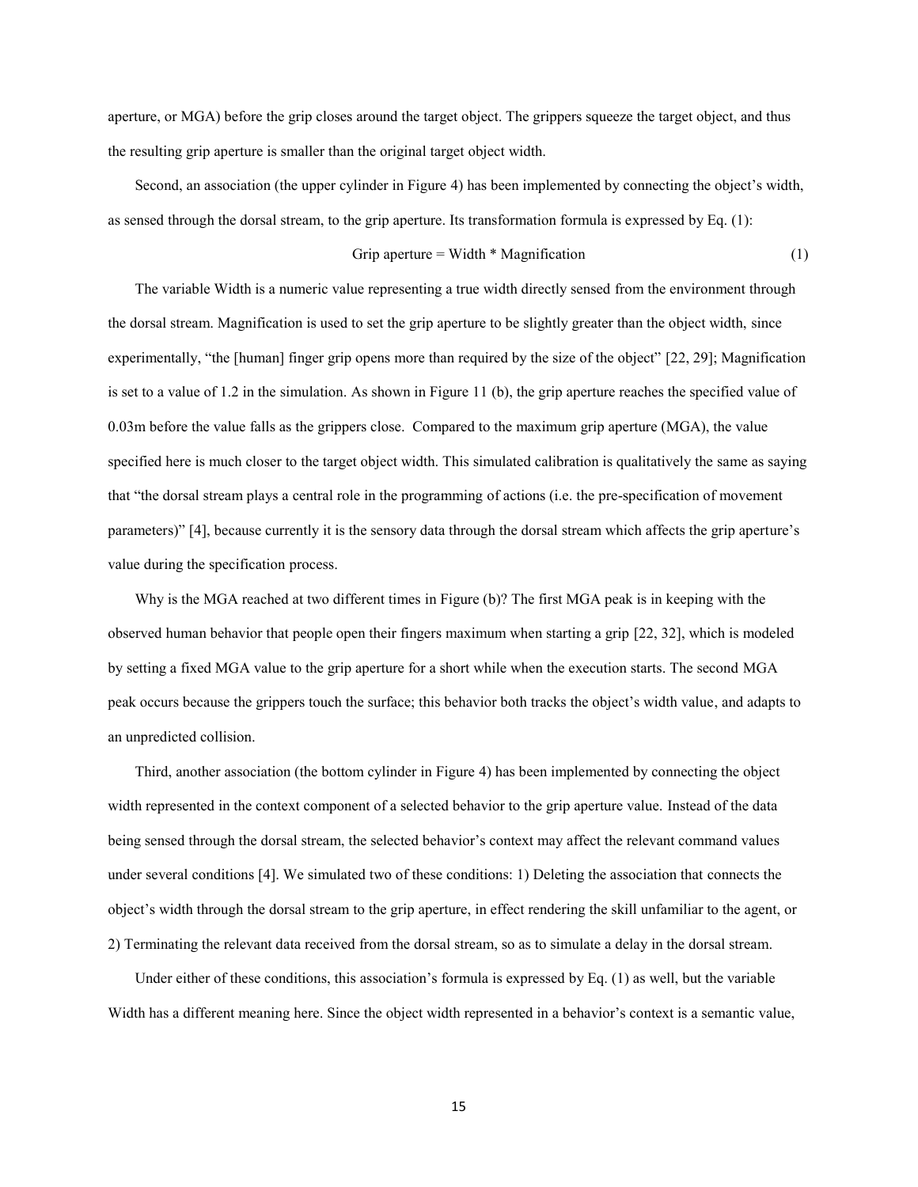aperture, or MGA) before the grip closes around the target object. The grippers squeeze the target object, and thus the resulting grip aperture is smaller than the original target object width.

Second, an association (the upper cylinder in Figure 4) has been implemented by connecting the object's width, as sensed through the dorsal stream, to the grip aperture. Its transformation formula is expressed by Eq. (1):

$$\text{Grip aperture} = \text{Width} * \text{Magnification} \tag{1}$$

The variable Width is a numeric value representing a true width directly sensed from the environment through the dorsal stream. Magnification is used to set the grip aperture to be slightly greater than the object width, since experimentally, "the [human] finger grip opens more than required by the size of the object" [22, 29]; Magnification is set to a value of 1.2 in the simulation. As shown in Figure 11 (b), the grip aperture reaches the specified value of 0.03m before the value falls as the grippers close. Compared to the maximum grip aperture (MGA), the value specified here is much closer to the target object width. This simulated calibration is qualitatively the same as saying that "the dorsal stream plays a central role in the programming of actions (i.e. the pre-specification of movement parameters)" [4], because currently it is the sensory data through the dorsal stream which affects the grip aperture's value during the specification process.

Why is the MGA reached at two different times in Figure (b)? The first MGA peak is in keeping with the observed human behavior that people open their fingers maximum when starting a grip [22, 32], which is modeled by setting a fixed MGA value to the grip aperture for a short while when the execution starts. The second MGA peak occurs because the grippers touch the surface; this behavior both tracks the object's width value, and adapts to an unpredicted collision.

Third, another association (the bottom cylinder in Figure 4) has been implemented by connecting the object width represented in the context component of a selected behavior to the grip aperture value. Instead of the data being sensed through the dorsal stream, the selected behavior's context may affect the relevant command values under several conditions [4]. We simulated two of these conditions: 1) Deleting the association that connects the object's width through the dorsal stream to the grip aperture, in effect rendering the skill unfamiliar to the agent, or 2) Terminating the relevant data received from the dorsal stream, so as to simulate a delay in the dorsal stream.

Under either of these conditions, this association's formula is expressed by Eq. (1) as well, but the variable Width has a different meaning here. Since the object width represented in a behavior's context is a semantic value,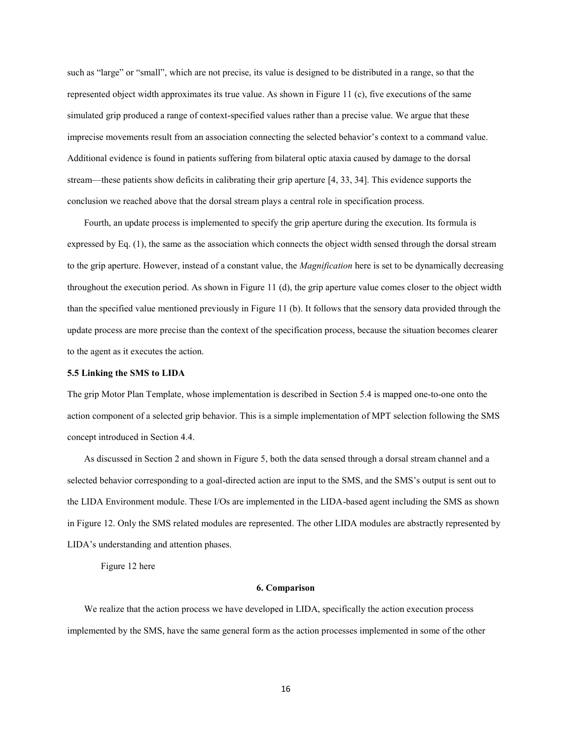such as "large" or "small", which are not precise, its value is designed to be distributed in a range, so that the represented object width approximates its true value. As shown in Figure 11 (c), five executions of the same simulated grip produced a range of context-specified values rather than a precise value. We argue that these imprecise movements result from an association connecting the selected behavior's context to a command value. Additional evidence is found in patients suffering from bilateral optic ataxia caused by damage to the dorsal stream—these patients show deficits in calibrating their grip aperture [4, 33, 34]. This evidence supports the conclusion we reached above that the dorsal stream plays a central role in specification process.

Fourth, an update process is implemented to specify the grip aperture during the execution. Its formula is expressed by Eq. (1), the same as the association which connects the object width sensed through the dorsal stream to the grip aperture. However, instead of a constant value, the *Magnification* here is set to be dynamically decreasing throughout the execution period. As shown in Figure 11 (d), the grip aperture value comes closer to the object width than the specified value mentioned previously in Figure 11 (b). It follows that the sensory data provided through the update process are more precise than the context of the specification process, because the situation becomes clearer to the agent as it executes the action.

### 5.5 Linking the SMS to LIDA

The grip Motor Plan Template, whose implementation is described in Section 5.4 is mapped one-to-one onto the action component of a selected grip behavior. This is a simple implementation of MPT selection following the SMS concept introduced in Section 4.4.

As discussed in Section 2 and shown in Figure 5, both the data sensed through a dorsal stream channel and a selected behavior corresponding to a goal-directed action are input to the SMS, and the SMS's output is sent out to the LIDA Environment module. These I/Os are implemented in the LIDA-based agent including the SMS as shown in Figure 12. Only the SMS related modules are represented. The other LIDA modules are abstractly represented by LIDA's understanding and attention phases.

Figure 12 here

## 6. Comparison

We realize that the action process we have developed in LIDA, specifically the action execution process implemented by the SMS, have the same general form as the action processes implemented in some of the other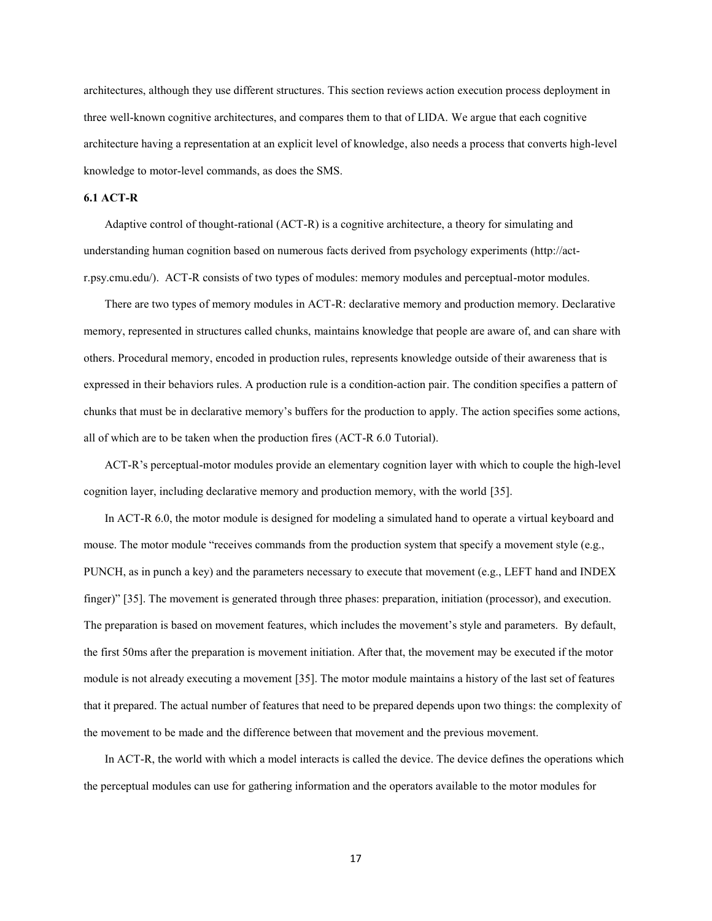architectures, although they use different structures. This section reviews action execution process deployment in three well-known cognitive architectures, and compares them to that of LIDA. We argue that each cognitive architecture having a representation at an explicit level of knowledge, also needs a process that converts high-level knowledge to motor-level commands, as does the SMS.

### 6.1 ACT-R

Adaptive control of thought-rational (ACT-R) is a cognitive architecture, a theory for simulating and understanding human cognition based on numerous facts derived from psychology experiments (http://act-r.psy.cmu.edu/). ACT-R consists of two types of modules: memory modules and perceptual-motor modules.

There are two types of memory modules in ACT-R: declarative memory and production memory. Declarative memory, represented in structures called chunks, maintains knowledge that people are aware of, and can share with others. Procedural memory, encoded in production rules, represents knowledge outside of their awareness that is expressed in their behaviors rules. A production rule is a condition-action pair. The condition specifies a pattern of chunks that must be in declarative memory's buffers for the production to apply. The action specifies some actions, all of which are to be taken when the production fires (ACT-R 6.0 Tutorial).

ACT-R's perceptual-motor modules provide an elementary cognition layer with which to couple the high-level cognition layer, including declarative memory and production memory, with the world [35].

In ACT-R 6.0, the motor module is designed for modeling a simulated hand to operate a virtual keyboard and mouse. The motor module "receives commands from the production system that specify a movement style (e.g., PUNCH, as in punch a key) and the parameters necessary to execute that movement (e.g., LEFT hand and INDEX finger)" [35]. The movement is generated through three phases: preparation, initiation (processor), and execution. The preparation is based on movement features, which includes the movement's style and parameters. By default, the first 50ms after the preparation is movement initiation. After that, the movement may be executed if the motor module is not already executing a movement [35]. The motor module maintains a history of the last set of features that it prepared. The actual number of features that need to be prepared depends upon two things: the complexity of the movement to be made and the difference between that movement and the previous movement.

In ACT-R, the world with which a model interacts is called the device. The device defines the operations which the perceptual modules can use for gathering information and the operators available to the motor modules for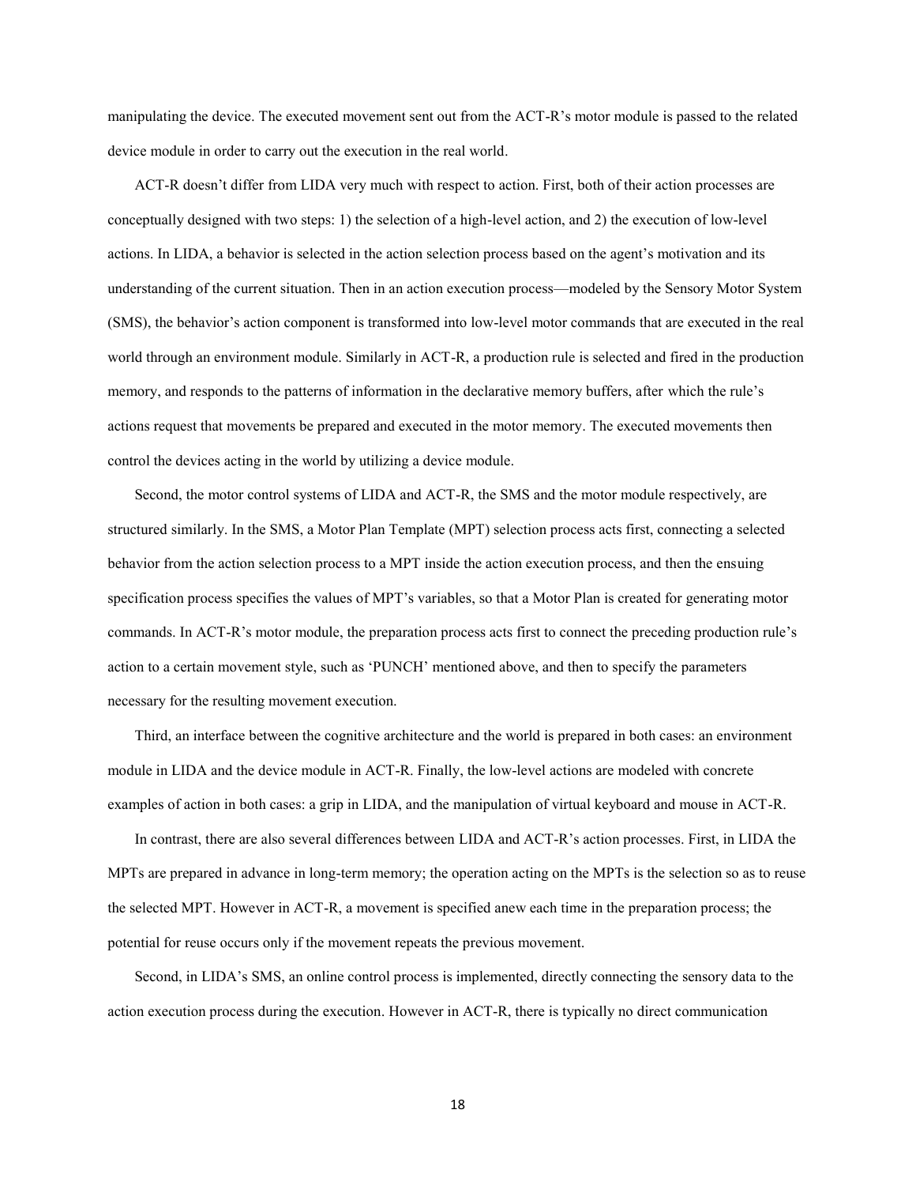manipulating the device. The executed movement sent out from the ACT-R's motor module is passed to the related device module in order to carry out the execution in the real world.

ACT-R doesn't differ from LIDA very much with respect to action. First, both of their action processes are conceptually designed with two steps: 1) the selection of a high-level action, and 2) the execution of low-level actions. In LIDA, a behavior is selected in the action selection process based on the agent's motivation and its understanding of the current situation. Then in an action execution process—modeled by the Sensory Motor System (SMS), the behavior's action component is transformed into low-level motor commands that are executed in the real world through an environment module. Similarly in ACT-R, a production rule is selected and fired in the production memory, and responds to the patterns of information in the declarative memory buffers, after which the rule's actions request that movements be prepared and executed in the motor memory. The executed movements then control the devices acting in the world by utilizing a device module.

Second, the motor control systems of LIDA and ACT-R, the SMS and the motor module respectively, are structured similarly. In the SMS, a Motor Plan Template (MPT) selection process acts first, connecting a selected behavior from the action selection process to a MPT inside the action execution process, and then the ensuing specification process specifies the values of MPT's variables, so that a Motor Plan is created for generating motor commands. In ACT-R's motor module, the preparation process acts first to connect the preceding production rule's action to a certain movement style, such as 'PUNCH' mentioned above, and then to specify the parameters necessary for the resulting movement execution.

Third, an interface between the cognitive architecture and the world is prepared in both cases: an environment module in LIDA and the device module in ACT-R. Finally, the low-level actions are modeled with concrete examples of action in both cases: a grip in LIDA, and the manipulation of virtual keyboard and mouse in ACT-R.

In contrast, there are also several differences between LIDA and ACT-R's action processes. First, in LIDA the MPTs are prepared in advance in long-term memory; the operation acting on the MPTs is the selection so as to reuse the selected MPT. However in ACT-R, a movement is specified anew each time in the preparation process; the potential for reuse occurs only if the movement repeats the previous movement.

Second, in LIDA's SMS, an online control process is implemented, directly connecting the sensory data to the action execution process during the execution. However in ACT-R, there is typically no direct communication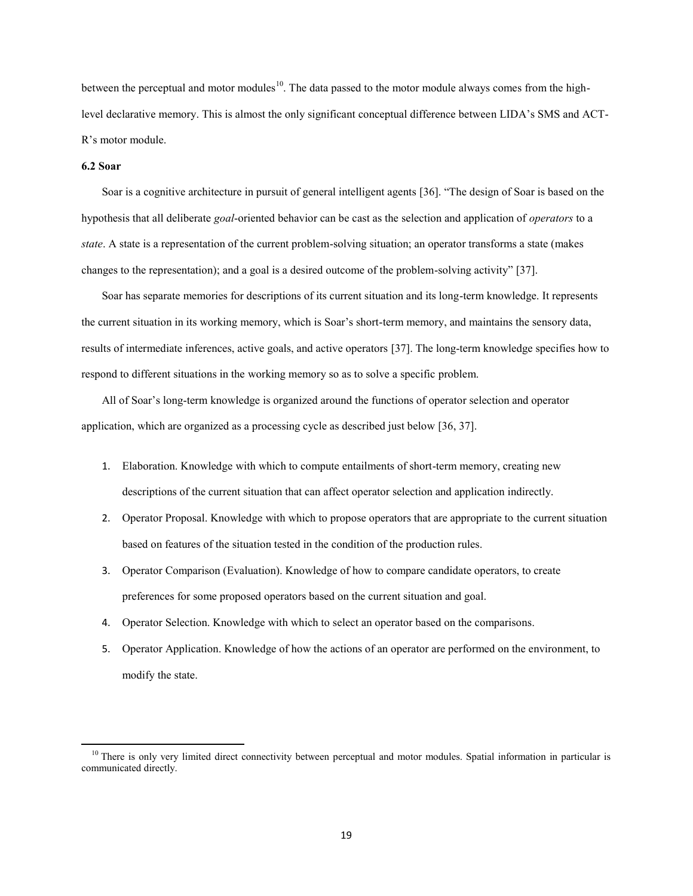between the perceptual and motor modules[10]. The data passed to the motor module always comes from the high-level declarative memory. This is almost the only significant conceptual difference between LIDA's SMS and ACT-R's motor module.

**6.2 Soar**

Soar is a cognitive architecture in pursuit of general intelligent agents [36]. "The design of Soar is based on the hypothesis that all deliberate *goal*-oriented behavior can be cast as the selection and application of *operators* to a *state*. A state is a representation of the current problem-solving situation; an operator transforms a state (makes changes to the representation); and a goal is a desired outcome of the problem-solving activity" [37].

Soar has separate memories for descriptions of its current situation and its long-term knowledge. It represents the current situation in its working memory, which is Soar's short-term memory, and maintains the sensory data, results of intermediate inferences, active goals, and active operators [37]. The long-term knowledge specifies how to respond to different situations in the working memory so as to solve a specific problem.

All of Soar's long-term knowledge is organized around the functions of operator selection and operator application, which are organized as a processing cycle as described just below [36, 37].

1. Elaboration. Knowledge with which to compute entailments of short-term memory, creating new descriptions of the current situation that can affect operator selection and application indirectly.
2. Operator Proposal. Knowledge with which to propose operators that are appropriate to the current situation based on features of the situation tested in the condition of the production rules.
3. Operator Comparison (Evaluation). Knowledge of how to compare candidate operators, to create preferences for some proposed operators based on the current situation and goal.
4. Operator Selection. Knowledge with which to select an operator based on the comparisons.
5. Operator Application. Knowledge of how the actions of an operator are performed on the environment, to modify the state.

[10] There is only very limited direct connectivity between perceptual and motor modules. Spatial information in particular is communicated directly.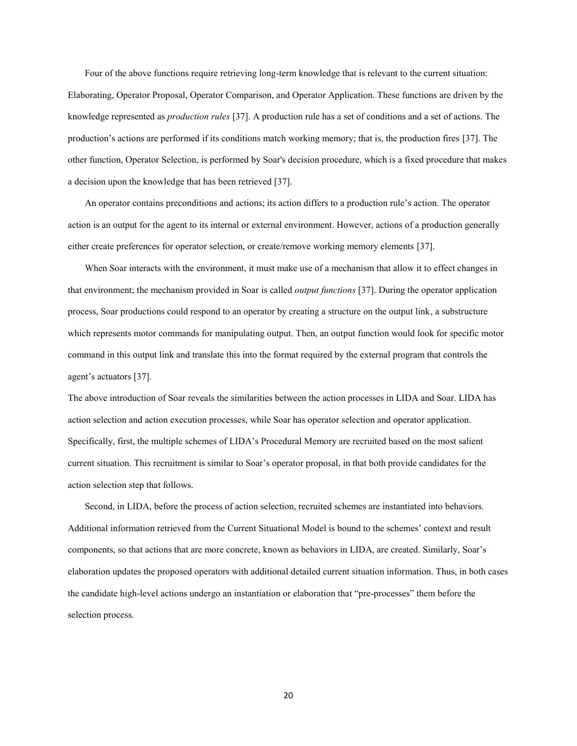Four of the above functions require retrieving long-term knowledge that is relevant to the current situation: Elaborating, Operator Proposal, Operator Comparison, and Operator Application. These functions are driven by the knowledge represented as *production rules* [37]. A production rule has a set of conditions and a set of actions. The production's actions are performed if its conditions match working memory; that is, the production fires [37]. The other function, Operator Selection, is performed by Soar's decision procedure, which is a fixed procedure that makes a decision upon the knowledge that has been retrieved [37].

An operator contains preconditions and actions; its action differs to a production rule's action. The operator action is an output for the agent to its internal or external environment. However, actions of a production generally either create preferences for operator selection, or create/remove working memory elements [37].

When Soar interacts with the environment, it must make use of a mechanism that allow it to effect changes in that environment; the mechanism provided in Soar is called *output functions* [37]. During the operator application process, Soar productions could respond to an operator by creating a structure on the output link, a substructure which represents motor commands for manipulating output. Then, an output function would look for specific motor command in this output link and translate this into the format required by the external program that controls the agent's actuators [37].

The above introduction of Soar reveals the similarities between the action processes in LIDA and Soar. LIDA has action selection and action execution processes, while Soar has operator selection and operator application. Specifically, first, the multiple schemes of LIDA's Procedural Memory are recruited based on the most salient current situation. This recruitment is similar to Soar's operator proposal, in that both provide candidates for the action selection step that follows.

Second, in LIDA, before the process of action selection, recruited schemes are instantiated into behaviors. Additional information retrieved from the Current Situational Model is bound to the schemes' context and result components, so that actions that are more concrete, known as behaviors in LIDA, are created. Similarly, Soar's elaboration updates the proposed operators with additional detailed current situation information. Thus, in both cases the candidate high-level actions undergo an instantiation or elaboration that "pre-processes" them before the selection process.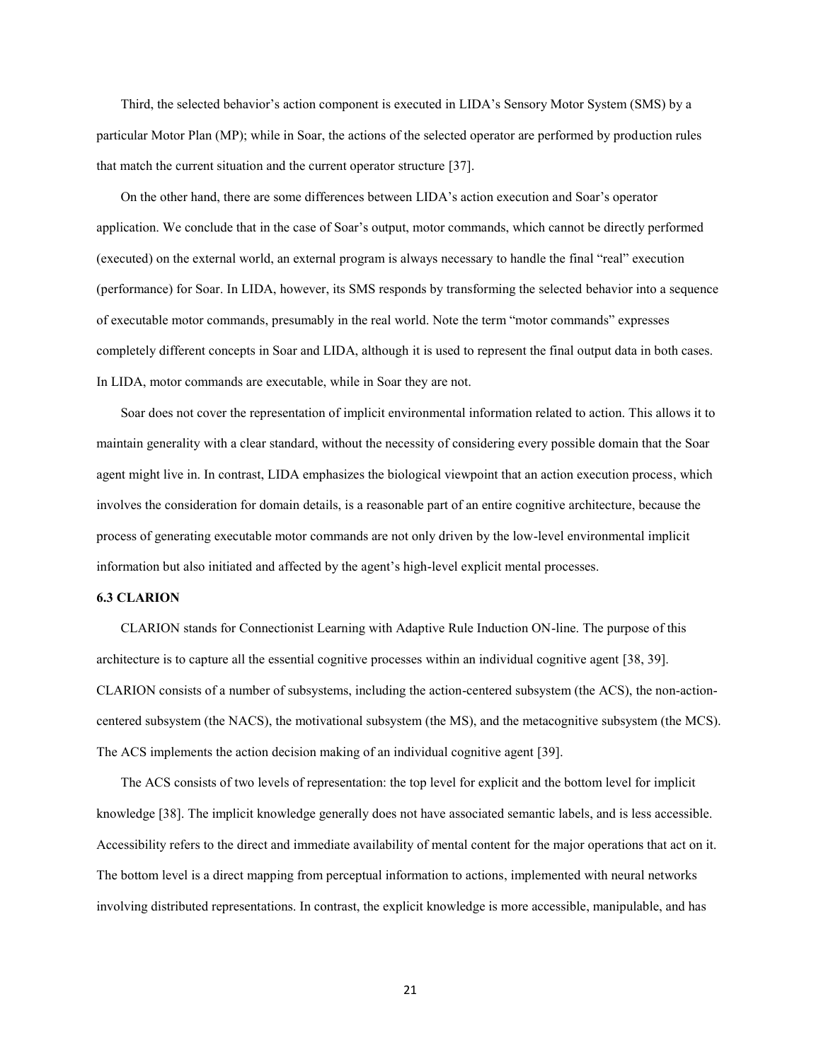Third, the selected behavior's action component is executed in LIDA's Sensory Motor System (SMS) by a particular Motor Plan (MP); while in Soar, the actions of the selected operator are performed by production rules that match the current situation and the current operator structure [37].

On the other hand, there are some differences between LIDA's action execution and Soar's operator application. We conclude that in the case of Soar's output, motor commands, which cannot be directly performed (executed) on the external world, an external program is always necessary to handle the final "real" execution (performance) for Soar. In LIDA, however, its SMS responds by transforming the selected behavior into a sequence of executable motor commands, presumably in the real world. Note the term "motor commands" expresses completely different concepts in Soar and LIDA, although it is used to represent the final output data in both cases. In LIDA, motor commands are executable, while in Soar they are not.

Soar does not cover the representation of implicit environmental information related to action. This allows it to maintain generality with a clear standard, without the necessity of considering every possible domain that the Soar agent might live in. In contrast, LIDA emphasizes the biological viewpoint that an action execution process, which involves the consideration for domain details, is a reasonable part of an entire cognitive architecture, because the process of generating executable motor commands are not only driven by the low-level environmental implicit information but also initiated and affected by the agent's high-level explicit mental processes.

### 6.3 CLARION

CLARION stands for Connectionist Learning with Adaptive Rule Induction ON-line. The purpose of this architecture is to capture all the essential cognitive processes within an individual cognitive agent [38, 39]. CLARION consists of a number of subsystems, including the action-centered subsystem (the ACS), the non-action-centered subsystem (the NACS), the motivational subsystem (the MS), and the metacognitive subsystem (the MCS). The ACS implements the action decision making of an individual cognitive agent [39].

The ACS consists of two levels of representation: the top level for explicit and the bottom level for implicit knowledge [38]. The implicit knowledge generally does not have associated semantic labels, and is less accessible. Accessibility refers to the direct and immediate availability of mental content for the major operations that act on it. The bottom level is a direct mapping from perceptual information to actions, implemented with neural networks involving distributed representations. In contrast, the explicit knowledge is more accessible, manipulable, and has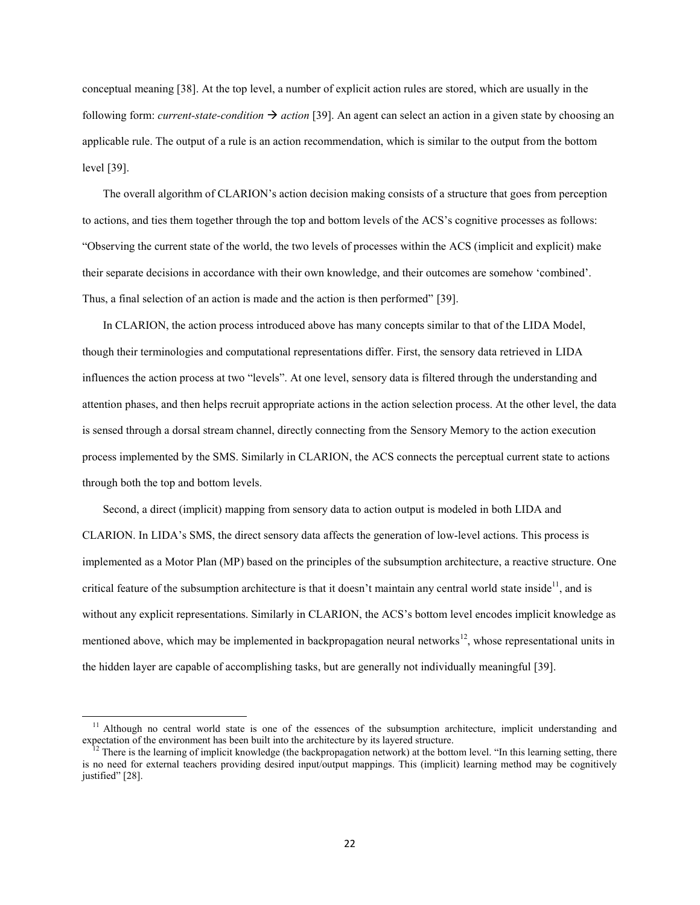conceptual meaning [38]. At the top level, a number of explicit action rules are stored, which are usually in the following form: *current-state-condition* → *action* [39]. An agent can select an action in a given state by choosing an applicable rule. The output of a rule is an action recommendation, which is similar to the output from the bottom level [39].

The overall algorithm of CLARION's action decision making consists of a structure that goes from perception to actions, and ties them together through the top and bottom levels of the ACS's cognitive processes as follows: "Observing the current state of the world, the two levels of processes within the ACS (implicit and explicit) make their separate decisions in accordance with their own knowledge, and their outcomes are somehow 'combined'. Thus, a final selection of an action is made and the action is then performed" [39].

In CLARION, the action process introduced above has many concepts similar to that of the LIDA Model, though their terminologies and computational representations differ. First, the sensory data retrieved in LIDA influences the action process at two "levels". At one level, sensory data is filtered through the understanding and attention phases, and then helps recruit appropriate actions in the action selection process. At the other level, the data is sensed through a dorsal stream channel, directly connecting from the Sensory Memory to the action execution process implemented by the SMS. Similarly in CLARION, the ACS connects the perceptual current state to actions through both the top and bottom levels.

Second, a direct (implicit) mapping from sensory data to action output is modeled in both LIDA and CLARION. In LIDA's SMS, the direct sensory data affects the generation of low-level actions. This process is implemented as a Motor Plan (MP) based on the principles of the subsumption architecture, a reactive structure. One critical feature of the subsumption architecture is that it doesn't maintain any central world state inside[11], and is without any explicit representations. Similarly in CLARION, the ACS's bottom level encodes implicit knowledge as mentioned above, which may be implemented in backpropagation neural networks[12], whose representational units in the hidden layer are capable of accomplishing tasks, but are generally not individually meaningful [39].

---

[11] Although no central world state is one of the essences of the subsumption architecture, implicit understanding and expectation of the environment has been built into the architecture by its layered structure.

[12] There is the learning of implicit knowledge (the backpropagation network) at the bottom level. "In this learning setting, there is no need for external teachers providing desired input/output mappings. This (implicit) learning method may be cognitively justified" [28].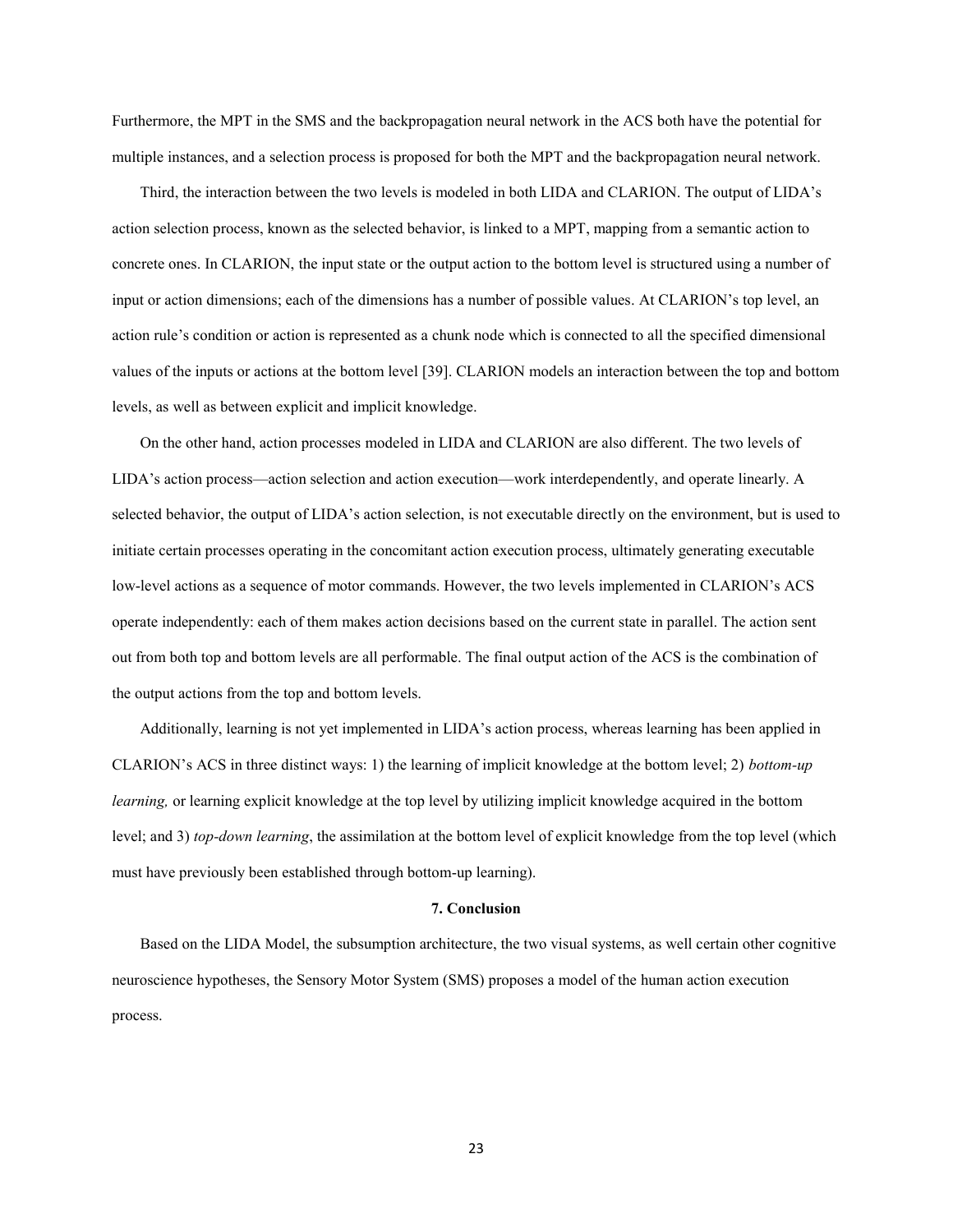Furthermore, the MPT in the SMS and the backpropagation neural network in the ACS both have the potential for multiple instances, and a selection process is proposed for both the MPT and the backpropagation neural network.

Third, the interaction between the two levels is modeled in both LIDA and CLARION. The output of LIDA's action selection process, known as the selected behavior, is linked to a MPT, mapping from a semantic action to concrete ones. In CLARION, the input state or the output action to the bottom level is structured using a number of input or action dimensions; each of the dimensions has a number of possible values. At CLARION's top level, an action rule's condition or action is represented as a chunk node which is connected to all the specified dimensional values of the inputs or actions at the bottom level [39]. CLARION models an interaction between the top and bottom levels, as well as between explicit and implicit knowledge.

On the other hand, action processes modeled in LIDA and CLARION are also different. The two levels of LIDA's action process—action selection and action execution—work interdependently, and operate linearly. A selected behavior, the output of LIDA's action selection, is not executable directly on the environment, but is used to initiate certain processes operating in the concomitant action execution process, ultimately generating executable low-level actions as a sequence of motor commands. However, the two levels implemented in CLARION's ACS operate independently: each of them makes action decisions based on the current state in parallel. The action sent out from both top and bottom levels are all performable. The final output action of the ACS is the combination of the output actions from the top and bottom levels.

Additionally, learning is not yet implemented in LIDA's action process, whereas learning has been applied in CLARION's ACS in three distinct ways: 1) the learning of implicit knowledge at the bottom level; 2) *bottom-up learning,* or learning explicit knowledge at the top level by utilizing implicit knowledge acquired in the bottom level; and 3) *top-down learning*, the assimilation at the bottom level of explicit knowledge from the top level (which must have previously been established through bottom-up learning).

## 7. Conclusion

Based on the LIDA Model, the subsumption architecture, the two visual systems, as well certain other cognitive neuroscience hypotheses, the Sensory Motor System (SMS) proposes a model of the human action execution process.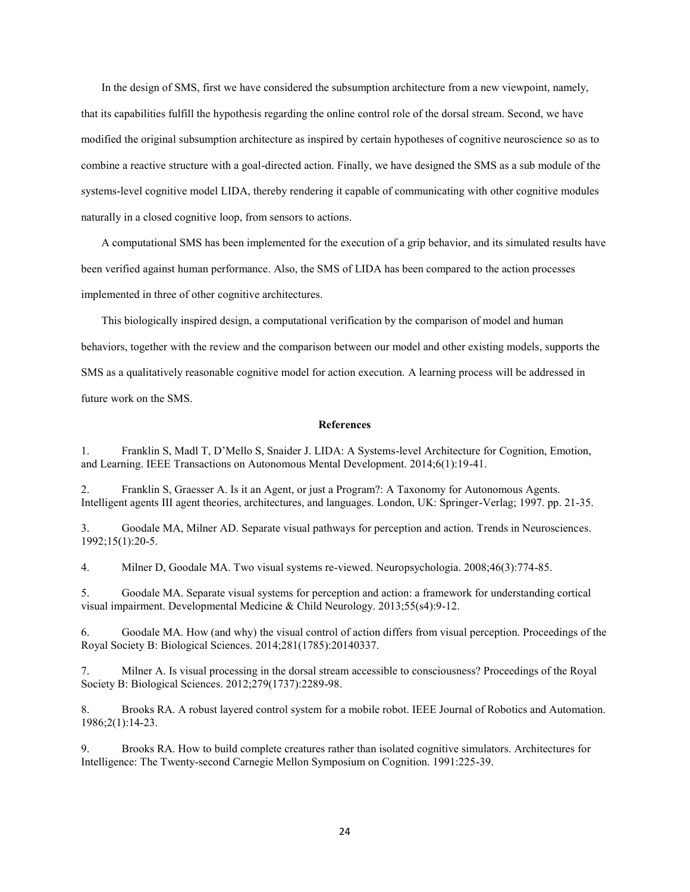In the design of SMS, first we have considered the subsumption architecture from a new viewpoint, namely, that its capabilities fulfill the hypothesis regarding the online control role of the dorsal stream. Second, we have modified the original subsumption architecture as inspired by certain hypotheses of cognitive neuroscience so as to combine a reactive structure with a goal-directed action. Finally, we have designed the SMS as a sub module of the systems-level cognitive model LIDA, thereby rendering it capable of communicating with other cognitive modules naturally in a closed cognitive loop, from sensors to actions.

A computational SMS has been implemented for the execution of a grip behavior, and its simulated results have been verified against human performance. Also, the SMS of LIDA has been compared to the action processes implemented in three of other cognitive architectures.

This biologically inspired design, a computational verification by the comparison of model and human behaviors, together with the review and the comparison between our model and other existing models, supports the SMS as a qualitatively reasonable cognitive model for action execution. A learning process will be addressed in future work on the SMS.

## References

1. Franklin S, Madl T, D'Mello S, Snaider J. LIDA: A Systems-level Architecture for Cognition, Emotion, and Learning. IEEE Transactions on Autonomous Mental Development. 2014;6(1):19-41.

2. Franklin S, Graesser A. Is it an Agent, or just a Program?: A Taxonomy for Autonomous Agents. Intelligent agents III agent theories, architectures, and languages. London, UK: Springer-Verlag; 1997. pp. 21-35.

3. Goodale MA, Milner AD. Separate visual pathways for perception and action. Trends in Neurosciences. 1992;15(1):20-5.

4. Milner D, Goodale MA. Two visual systems re-viewed. Neuropsychologia. 2008;46(3):774-85.

5. Goodale MA. Separate visual systems for perception and action: a framework for understanding cortical visual impairment. Developmental Medicine & Child Neurology. 2013;55(s4):9-12.

6. Goodale MA. How (and why) the visual control of action differs from visual perception. Proceedings of the Royal Society B: Biological Sciences. 2014;281(1785):20140337.

7. Milner A. Is visual processing in the dorsal stream accessible to consciousness? Proceedings of the Royal Society B: Biological Sciences. 2012;279(1737):2289-98.

8. Brooks RA. A robust layered control system for a mobile robot. IEEE Journal of Robotics and Automation. 1986;2(1):14-23.

9. Brooks RA. How to build complete creatures rather than isolated cognitive simulators. Architectures for Intelligence: The Twenty-second Carnegie Mellon Symposium on Cognition. 1991:225-39.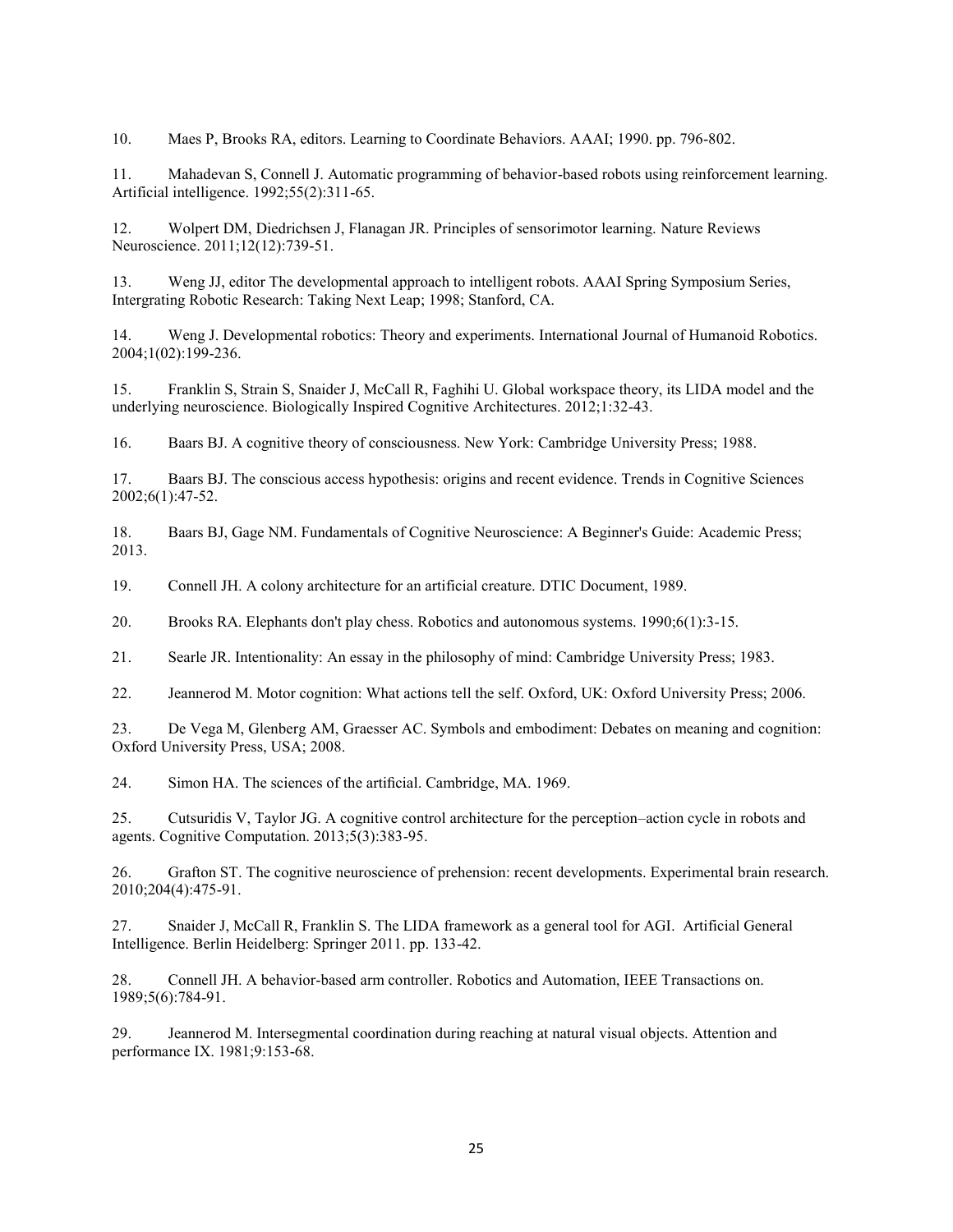10. Maes P, Brooks RA, editors. Learning to Coordinate Behaviors. AAAI; 1990. pp. 796-802.

11. Mahadevan S, Connell J. Automatic programming of behavior-based robots using reinforcement learning. Artificial intelligence. 1992;55(2):311-65.

12. Wolpert DM, Diedrichsen J, Flanagan JR. Principles of sensorimotor learning. Nature Reviews Neuroscience. 2011;12(12):739-51.

13. Weng JJ, editor The developmental approach to intelligent robots. AAAI Spring Symposium Series, Intergrating Robotic Research: Taking Next Leap; 1998; Stanford, CA.

14. Weng J. Developmental robotics: Theory and experiments. International Journal of Humanoid Robotics. 2004;1(02):199-236.

15. Franklin S, Strain S, Snaider J, McCall R, Faghihi U. Global workspace theory, its LIDA model and the underlying neuroscience. Biologically Inspired Cognitive Architectures. 2012;1:32-43.

16. Baars BJ. A cognitive theory of consciousness. New York: Cambridge University Press; 1988.

17. Baars BJ. The conscious access hypothesis: origins and recent evidence. Trends in Cognitive Sciences 2002;6(1):47-52.

18. Baars BJ, Gage NM. Fundamentals of Cognitive Neuroscience: A Beginner's Guide: Academic Press; 2013.

19. Connell JH. A colony architecture for an artificial creature. DTIC Document, 1989.

20. Brooks RA. Elephants don't play chess. Robotics and autonomous systems. 1990;6(1):3-15.

21. Searle JR. Intentionality: An essay in the philosophy of mind: Cambridge University Press; 1983.

22. Jeannerod M. Motor cognition: What actions tell the self. Oxford, UK: Oxford University Press; 2006.

23. De Vega M, Glenberg AM, Graesser AC. Symbols and embodiment: Debates on meaning and cognition: Oxford University Press, USA; 2008.

24. Simon HA. The sciences of the artificial. Cambridge, MA. 1969.

25. Cutsuridis V, Taylor JG. A cognitive control architecture for the perception–action cycle in robots and agents. Cognitive Computation. 2013;5(3):383-95.

26. Grafton ST. The cognitive neuroscience of prehension: recent developments. Experimental brain research. 2010;204(4):475-91.

27. Snaider J, McCall R, Franklin S. The LIDA framework as a general tool for AGI. Artificial General Intelligence. Berlin Heidelberg: Springer 2011. pp. 133-42.

28. Connell JH. A behavior-based arm controller. Robotics and Automation, IEEE Transactions on. 1989;5(6):784-91.

29. Jeannerod M. Intersegmental coordination during reaching at natural visual objects. Attention and performance IX. 1981;9:153-68.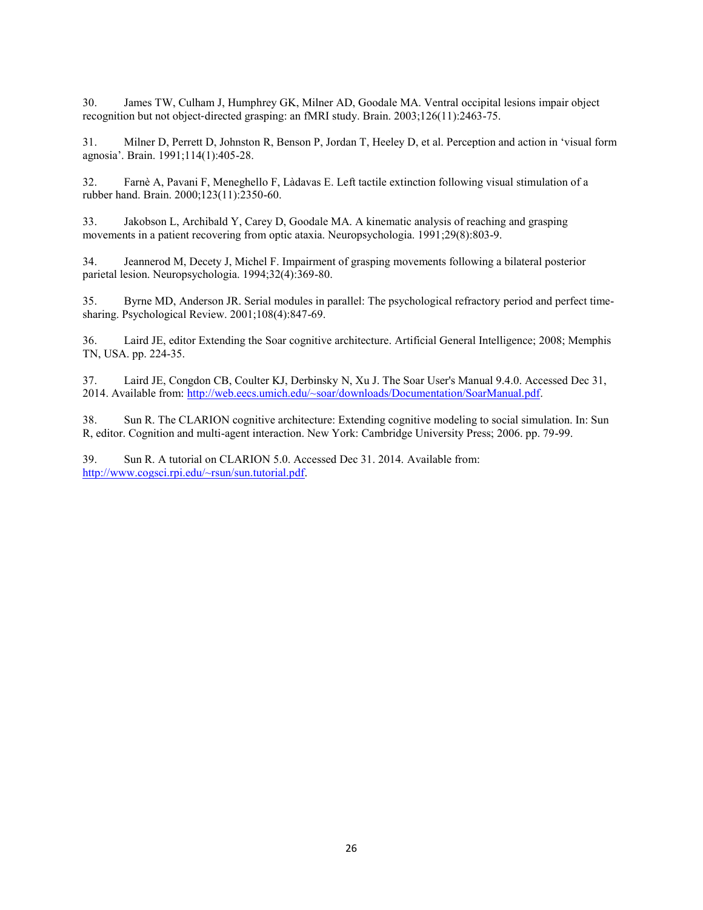30. James TW, Culham J, Humphrey GK, Milner AD, Goodale MA. Ventral occipital lesions impair object recognition but not object-directed grasping: an fMRI study. Brain. 2003;126(11):2463-75.

31. Milner D, Perrett D, Johnston R, Benson P, Jordan T, Heeley D, et al. Perception and action in 'visual form agnosia'. Brain. 1991;114(1):405-28.

32. Farnè A, Pavani F, Meneghello F, Làdavas E. Left tactile extinction following visual stimulation of a rubber hand. Brain. 2000;123(11):2350-60.

33. Jakobson L, Archibald Y, Carey D, Goodale MA. A kinematic analysis of reaching and grasping movements in a patient recovering from optic ataxia. Neuropsychologia. 1991;29(8):803-9.

34. Jeannerod M, Decety J, Michel F. Impairment of grasping movements following a bilateral posterior parietal lesion. Neuropsychologia. 1994;32(4):369-80.

35. Byrne MD, Anderson JR. Serial modules in parallel: The psychological refractory period and perfect time-sharing. Psychological Review. 2001;108(4):847-69.

36. Laird JE, editor Extending the Soar cognitive architecture. Artificial General Intelligence; 2008; Memphis TN, USA. pp. 224-35.

37. Laird JE, Congdon CB, Coulter KJ, Derbinsky N, Xu J. The Soar User's Manual 9.4.0. Accessed Dec 31, 2014. Available from: http://web.eecs.umich.edu/~soar/downloads/Documentation/SoarManual.pdf.

38. Sun R. The CLARION cognitive architecture: Extending cognitive modeling to social simulation. In: Sun R, editor. Cognition and multi-agent interaction. New York: Cambridge University Press; 2006. pp. 79-99.

39. Sun R. A tutorial on CLARION 5.0. Accessed Dec 31. 2014. Available from: http://www.cogsci.rpi.edu/~rsun/sun.tutorial.pdf.